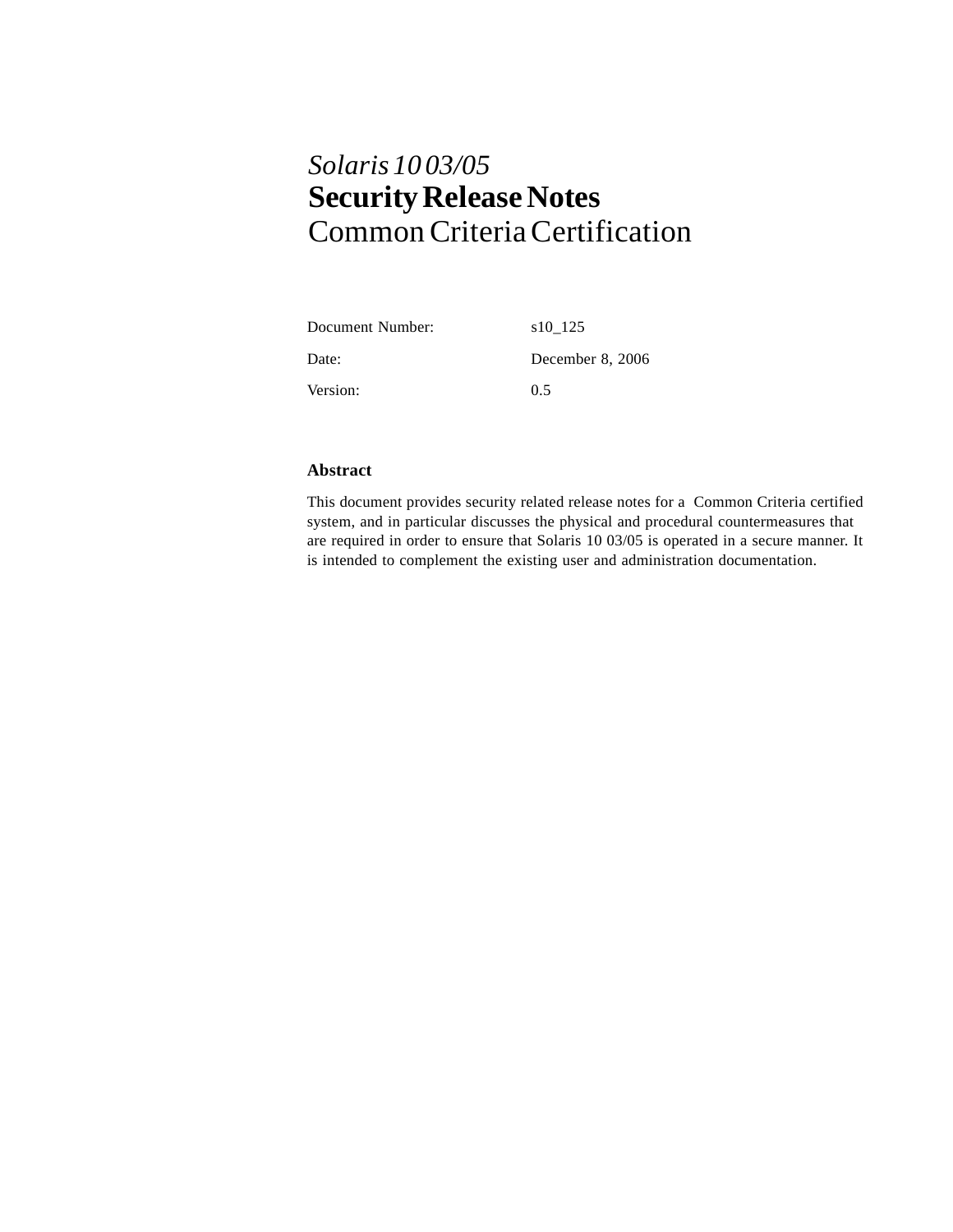# *Solaris 10 03/05*
# **Security Release Notes**
# Common Criteria Certification

| | |
|---|---|
| Document Number: | s10_125 |
| Date: | December 8, 2006 |
| Version: | 0.5 |

### Abstract

This document provides security related release notes for a Common Criteria certified system, and in particular discusses the physical and procedural countermeasures that are required in order to ensure that Solaris 10 03/05 is operated in a secure manner. It is intended to complement the existing user and administration documentation.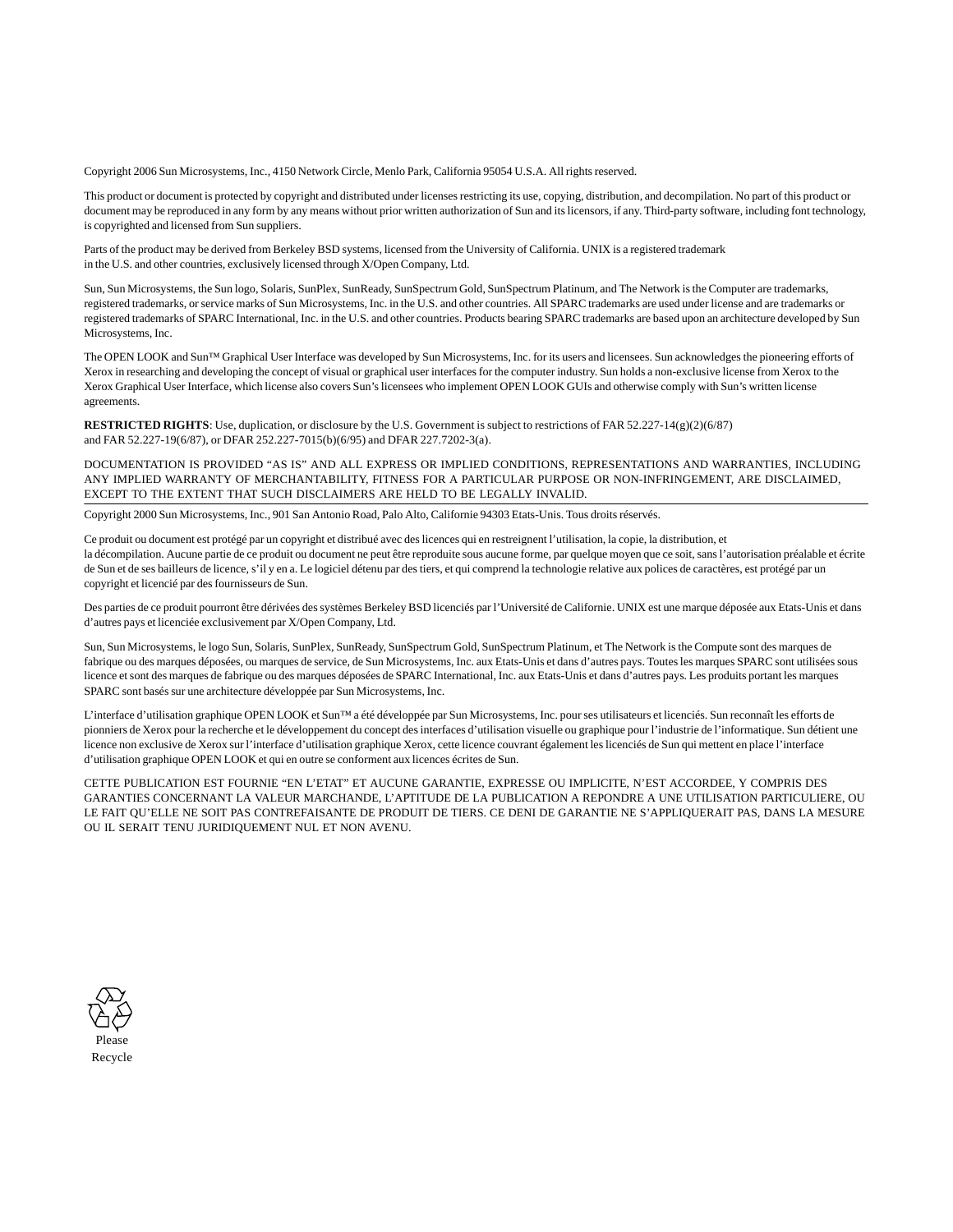Copyright 2006 Sun Microsystems, Inc., 4150 Network Circle, Menlo Park, California 95054 U.S.A. All rights reserved.

This product or document is protected by copyright and distributed under licenses restricting its use, copying, distribution, and decompilation. No part of this product or document may be reproduced in any form by any means without prior written authorization of Sun and its licensors, if any. Third-party software, including font technology, is copyrighted and licensed from Sun suppliers.

Parts of the product may be derived from Berkeley BSD systems, licensed from the University of California. UNIX is a registered trademark in the U.S. and other countries, exclusively licensed through X/Open Company, Ltd.

Sun, Sun Microsystems, the Sun logo, Solaris, SunPlex, SunReady, SunSpectrum Gold, SunSpectrum Platinum, and The Network is the Computer are trademarks, registered trademarks, or service marks of Sun Microsystems, Inc. in the U.S. and other countries. All SPARC trademarks are used under license and are trademarks or registered trademarks of SPARC International, Inc. in the U.S. and other countries. Products bearing SPARC trademarks are based upon an architecture developed by Sun Microsystems, Inc.

The OPEN LOOK and Sun™ Graphical User Interface was developed by Sun Microsystems, Inc. for its users and licensees. Sun acknowledges the pioneering efforts of Xerox in researching and developing the concept of visual or graphical user interfaces for the computer industry. Sun holds a non-exclusive license from Xerox to the Xerox Graphical User Interface, which license also covers Sun's licensees who implement OPEN LOOK GUIs and otherwise comply with Sun's written license agreements.

**RESTRICTED RIGHTS**: Use, duplication, or disclosure by the U.S. Government is subject to restrictions of FAR 52.227-14(g)(2)(6/87) and FAR 52.227-19(6/87), or DFAR 252.227-7015(b)(6/95) and DFAR 227.7202-3(a).

DOCUMENTATION IS PROVIDED "AS IS" AND ALL EXPRESS OR IMPLIED CONDITIONS, REPRESENTATIONS AND WARRANTIES, INCLUDING ANY IMPLIED WARRANTY OF MERCHANTABILITY, FITNESS FOR A PARTICULAR PURPOSE OR NON-INFRINGEMENT, ARE DISCLAIMED, EXCEPT TO THE EXTENT THAT SUCH DISCLAIMERS ARE HELD TO BE LEGALLY INVALID.

---

Copyright 2000 Sun Microsystems, Inc., 901 San Antonio Road, Palo Alto, Californie 94303 Etats-Unis. Tous droits réservés.

Ce produit ou document est protégé par un copyright et distribué avec des licences qui en restreignent l'utilisation, la copie, la distribution, et la décompilation. Aucune partie de ce produit ou document ne peut être reproduite sous aucune forme, par quelque moyen que ce soit, sans l'autorisation préalable et écrite de Sun et de ses bailleurs de licence, s'il y en a. Le logiciel détenu par des tiers, et qui comprend la technologie relative aux polices de caractères, est protégé par un copyright et licencié par des fournisseurs de Sun.

Des parties de ce produit pourront être dérivées des systèmes Berkeley BSD licenciés par l'Université de Californie. UNIX est une marque déposée aux Etats-Unis et dans d'autres pays et licenciée exclusivement par X/Open Company, Ltd.

Sun, Sun Microsystems, le logo Sun, Solaris, SunPlex, SunReady, SunSpectrum Gold, SunSpectrum Platinum, et The Network is the Compute sont des marques de fabrique ou des marques déposées, ou marques de service, de Sun Microsystems, Inc. aux Etats-Unis et dans d'autres pays. Toutes les marques SPARC sont utilisées sous licence et sont des marques de fabrique ou des marques déposées de SPARC International, Inc. aux Etats-Unis et dans d'autres pays. Les produits portant les marques SPARC sont basés sur une architecture développée par Sun Microsystems, Inc.

L'interface d'utilisation graphique OPEN LOOK et Sun™ a été développée par Sun Microsystems, Inc. pour ses utilisateurs et licenciés. Sun reconnaît les efforts de pionniers de Xerox pour la recherche et le développement du concept des interfaces d'utilisation visuelle ou graphique pour l'industrie de l'informatique. Sun détient une licence non exclusive de Xerox sur l'interface d'utilisation graphique Xerox, cette licence couvrant également les licenciés de Sun qui mettent en place l'interface d'utilisation graphique OPEN LOOK et qui en outre se conforment aux licences écrites de Sun.

CETTE PUBLICATION EST FOURNIE "EN L'ETAT" ET AUCUNE GARANTIE, EXPRESSE OU IMPLICITE, N'EST ACCORDEE, Y COMPRIS DES GARANTIES CONCERNANT LA VALEUR MARCHANDE, L'APTITUDE DE LA PUBLICATION A REPONDRE A UNE UTILISATION PARTICULIERE, OU LE FAIT QU'ELLE NE SOIT PAS CONTREFAISANTE DE PRODUIT DE TIERS. CE DENI DE GARANTIE NE S'APPLIQUERAIT PAS, DANS LA MESURE OU IL SERAIT TENU JURIDIQUEMENT NUL ET NON AVENU.

Please
Recycle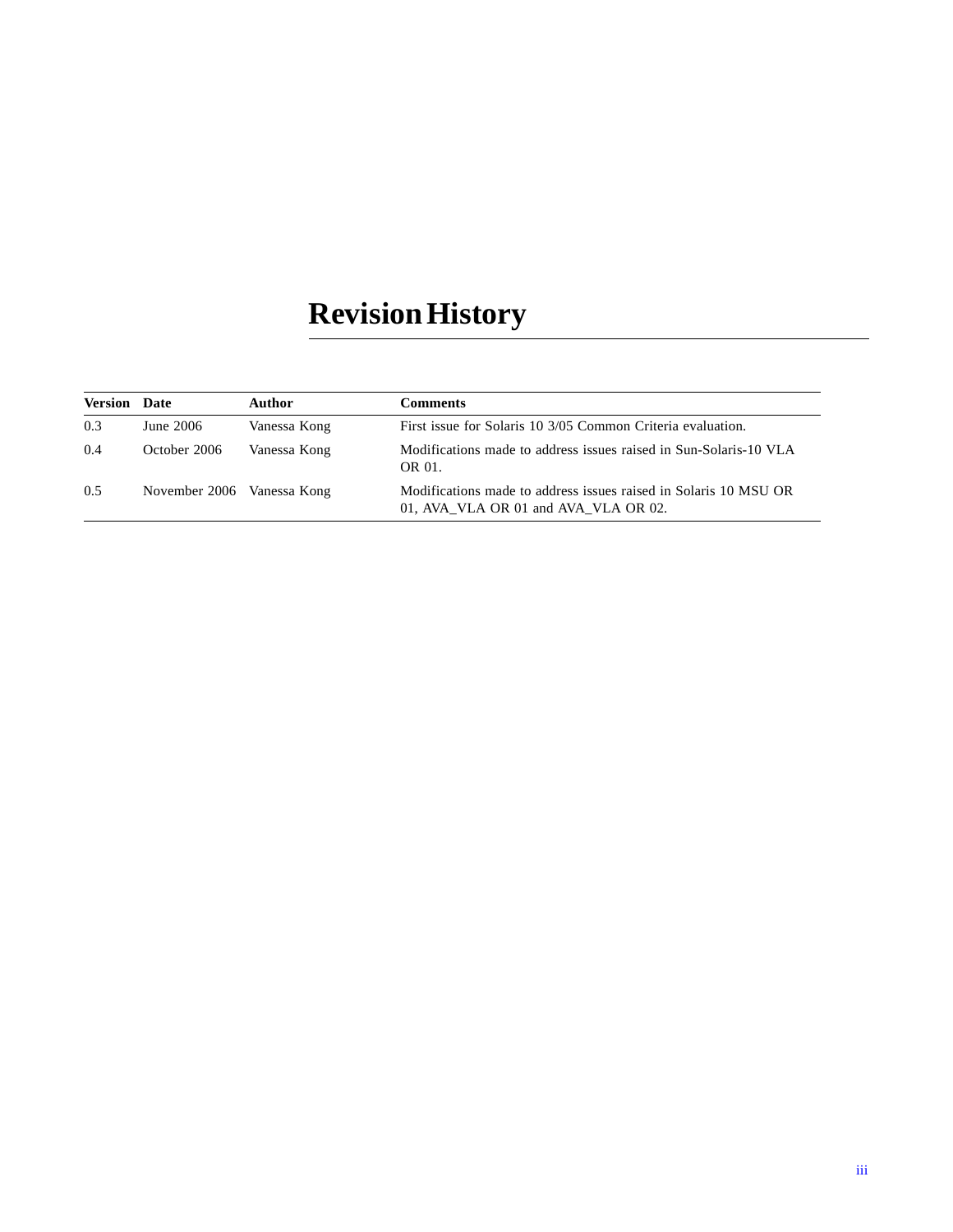# Revision History

| Version | Date | Author | Comments |
|---|---|---|---|
| 0.3 | June 2006 | Vanessa Kong | First issue for Solaris 10 3/05 Common Criteria evaluation. |
| 0.4 | October 2006 | Vanessa Kong | Modifications made to address issues raised in Sun-Solaris-10 VLA OR 01. |
| 0.5 | November 2006 | Vanessa Kong | Modifications made to address issues raised in Solaris 10 MSU OR 01, AVA_VLA OR 01 and AVA_VLA OR 02. |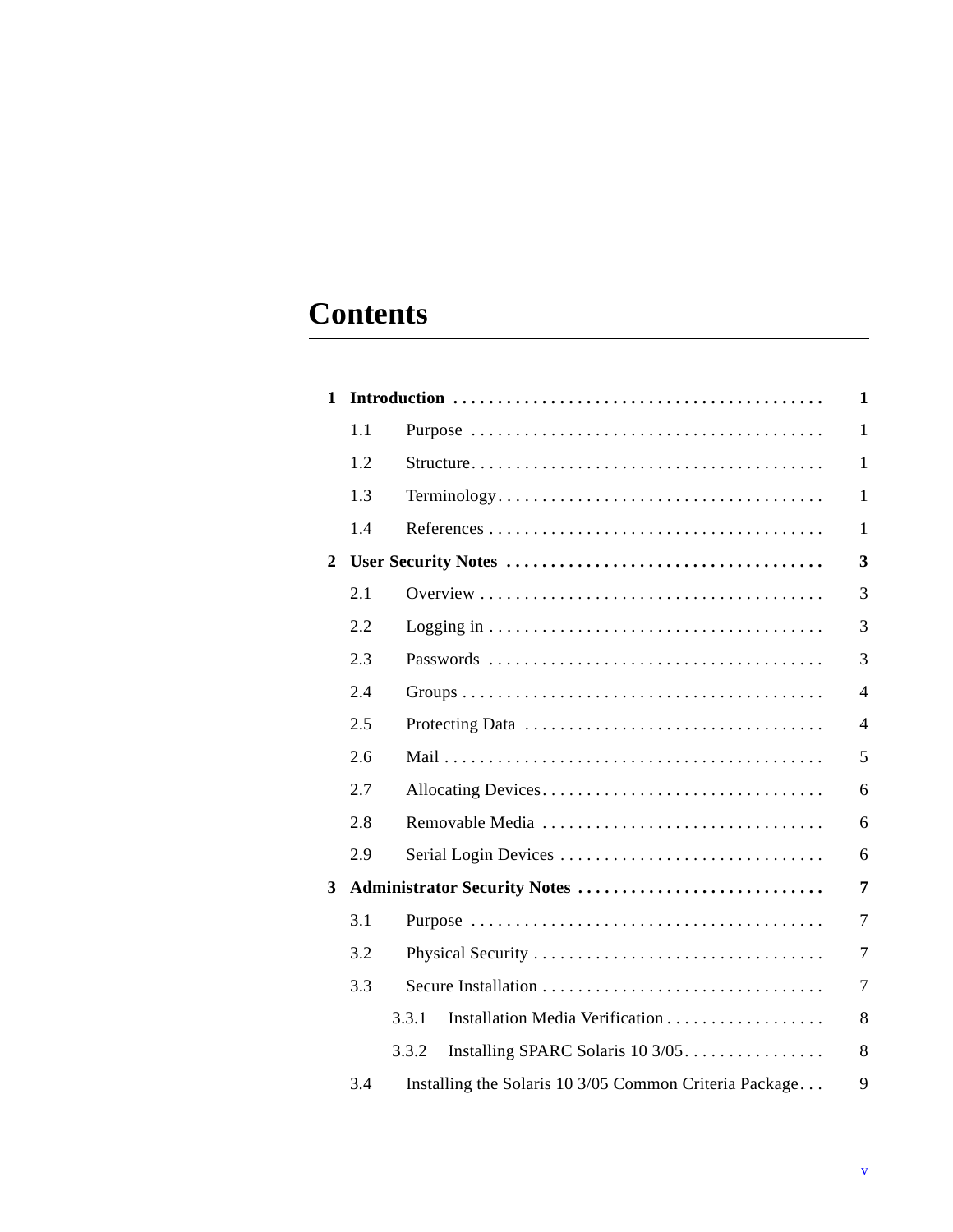# Contents

| | | |
|---|---|---|
| **1** | **Introduction** | **1** |
| 1.1 | Purpose | 1 |
| 1.2 | Structure | 1 |
| 1.3 | Terminology | 1 |
| 1.4 | References | 1 |
| **2** | **User Security Notes** | **3** |
| 2.1 | Overview | 3 |
| 2.2 | Logging in | 3 |
| 2.3 | Passwords | 3 |
| 2.4 | Groups | 4 |
| 2.5 | Protecting Data | 4 |
| 2.6 | Mail | 5 |
| 2.7 | Allocating Devices | 6 |
| 2.8 | Removable Media | 6 |
| 2.9 | Serial Login Devices | 6 |
| **3** | **Administrator Security Notes** | **7** |
| 3.1 | Purpose | 7 |
| 3.2 | Physical Security | 7 |
| 3.3 | Secure Installation | 7 |
| 3.3.1 | Installation Media Verification | 8 |
| 3.3.2 | Installing SPARC Solaris 10 3/05 | 8 |
| 3.4 | Installing the Solaris 10 3/05 Common Criteria Package | 9 |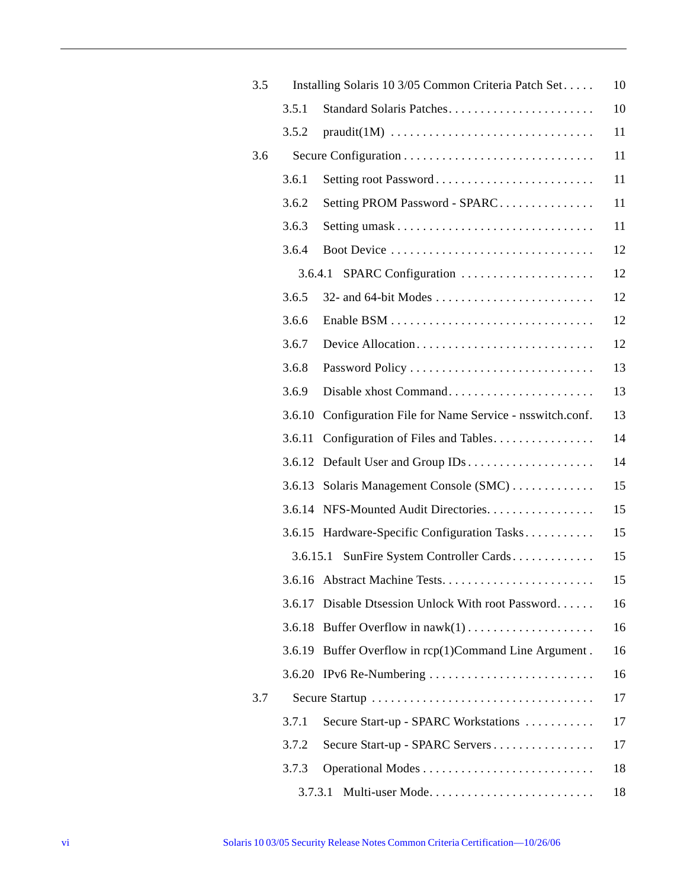| | | |
|---|---|---|
| 3.5 | Installing Solaris 10 3/05 Common Criteria Patch Set | 10 |
| 3.5.1 | Standard Solaris Patches | 10 |
| 3.5.2 | praudit(1M) | 11 |
| 3.6 | Secure Configuration | 11 |
| 3.6.1 | Setting root Password | 11 |
| 3.6.2 | Setting PROM Password - SPARC | 11 |
| 3.6.3 | Setting umask | 11 |
| 3.6.4 | Boot Device | 12 |
| 3.6.4.1 | SPARC Configuration | 12 |
| 3.6.5 | 32- and 64-bit Modes | 12 |
| 3.6.6 | Enable BSM | 12 |
| 3.6.7 | Device Allocation | 12 |
| 3.6.8 | Password Policy | 13 |
| 3.6.9 | Disable xhost Command | 13 |
| 3.6.10 | Configuration File for Name Service - nsswitch.conf. | 13 |
| 3.6.11 | Configuration of Files and Tables | 14 |
| 3.6.12 | Default User and Group IDs | 14 |
| 3.6.13 | Solaris Management Console (SMC) | 15 |
| 3.6.14 | NFS-Mounted Audit Directories. | 15 |
| 3.6.15 | Hardware-Specific Configuration Tasks | 15 |
| 3.6.15.1 | SunFire System Controller Cards | 15 |
| 3.6.16 | Abstract Machine Tests. | 15 |
| 3.6.17 | Disable Dtsession Unlock With root Password. | 16 |
| 3.6.18 | Buffer Overflow in nawk(1) | 16 |
| 3.6.19 | Buffer Overflow in rcp(1)Command Line Argument | 16 |
| 3.6.20 | IPv6 Re-Numbering | 16 |
| 3.7 | Secure Startup | 17 |
| 3.7.1 | Secure Start-up - SPARC Workstations | 17 |
| 3.7.2 | Secure Start-up - SPARC Servers | 17 |
| 3.7.3 | Operational Modes | 18 |
| 3.7.3.1 | Multi-user Mode. | 18 |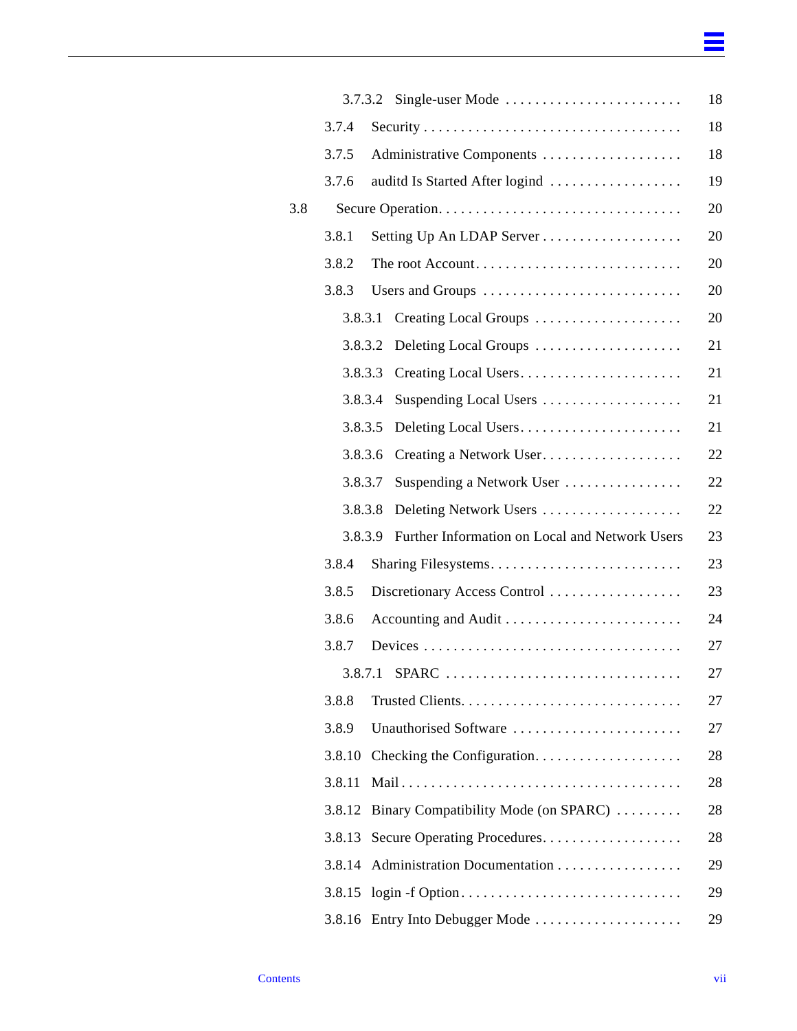- 3.7.3.2 Single-user Mode . . . . . . . . . . . . . . . . . . . . . . . . 18
- 3.7.4 Security . . . . . . . . . . . . . . . . . . . . . . . . . . . . . . . . . . 18
- 3.7.5 Administrative Components . . . . . . . . . . . . . . . . . . . 18
- 3.7.6 auditd Is Started After logind . . . . . . . . . . . . . . . . . . 19

3.8 Secure Operation. . . . . . . . . . . . . . . . . . . . . . . . . . . . . . . . . 20

- 3.8.1 Setting Up An LDAP Server . . . . . . . . . . . . . . . . . . . 20
- 3.8.2 The root Account. . . . . . . . . . . . . . . . . . . . . . . . . . . . 20
- 3.8.3 Users and Groups . . . . . . . . . . . . . . . . . . . . . . . . . . . 20
  - 3.8.3.1 Creating Local Groups . . . . . . . . . . . . . . . . . . . . 20
  - 3.8.3.2 Deleting Local Groups . . . . . . . . . . . . . . . . . . . . 21
  - 3.8.3.3 Creating Local Users. . . . . . . . . . . . . . . . . . . . . . 21
  - 3.8.3.4 Suspending Local Users . . . . . . . . . . . . . . . . . . . 21
  - 3.8.3.5 Deleting Local Users. . . . . . . . . . . . . . . . . . . . . . 21
  - 3.8.3.6 Creating a Network User. . . . . . . . . . . . . . . . . . . 22
  - 3.8.3.7 Suspending a Network User . . . . . . . . . . . . . . . . 22
  - 3.8.3.8 Deleting Network Users . . . . . . . . . . . . . . . . . . . 22
  - 3.8.3.9 Further Information on Local and Network Users 23
- 3.8.4 Sharing Filesystems. . . . . . . . . . . . . . . . . . . . . . . . . . 23
- 3.8.5 Discretionary Access Control . . . . . . . . . . . . . . . . . . 23
- 3.8.6 Accounting and Audit . . . . . . . . . . . . . . . . . . . . . . . . 24
- 3.8.7 Devices . . . . . . . . . . . . . . . . . . . . . . . . . . . . . . . . . . 27
  - 3.8.7.1 SPARC . . . . . . . . . . . . . . . . . . . . . . . . . . . . . . . 27
- 3.8.8 Trusted Clients. . . . . . . . . . . . . . . . . . . . . . . . . . . . . 27
- 3.8.9 Unauthorised Software . . . . . . . . . . . . . . . . . . . . . . . 27
- 3.8.10 Checking the Configuration. . . . . . . . . . . . . . . . . . . . 28
- 3.8.11 Mail . . . . . . . . . . . . . . . . . . . . . . . . . . . . . . . . . . . . 28
- 3.8.12 Binary Compatibility Mode (on SPARC) . . . . . . . . . 28
- 3.8.13 Secure Operating Procedures. . . . . . . . . . . . . . . . . . . 28
- 3.8.14 Administration Documentation . . . . . . . . . . . . . . . . . 29
- 3.8.15 login -f Option. . . . . . . . . . . . . . . . . . . . . . . . . . . . . 29
- 3.8.16 Entry Into Debugger Mode . . . . . . . . . . . . . . . . . . . . 29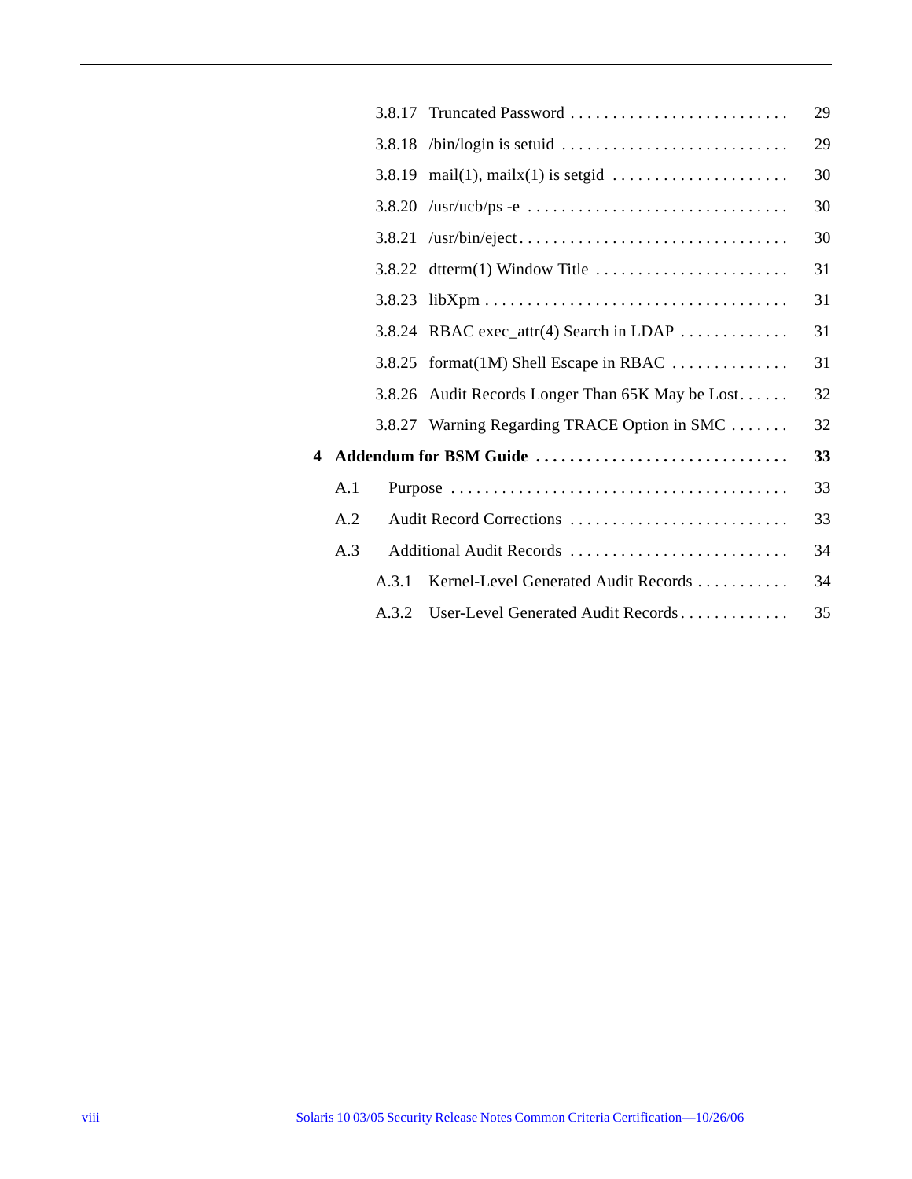3.8.17 Truncated Password . . . . . . . . . . . . . . . . . . . . . . . . . . 29

3.8.18 /bin/login is setuid . . . . . . . . . . . . . . . . . . . . . . . . . . . 29

3.8.19 mail(1), mailx(1) is setgid . . . . . . . . . . . . . . . . . . . . . 30

3.8.20 /usr/ucb/ps -e . . . . . . . . . . . . . . . . . . . . . . . . . . . . . . . 30

3.8.21 /usr/bin/eject . . . . . . . . . . . . . . . . . . . . . . . . . . . . . . . . 30

3.8.22 dtterm(1) Window Title . . . . . . . . . . . . . . . . . . . . . . . 31

3.8.23 libXpm . . . . . . . . . . . . . . . . . . . . . . . . . . . . . . . . . . . . 31

3.8.24 RBAC exec_attr(4) Search in LDAP . . . . . . . . . . . . . 31

3.8.25 format(1M) Shell Escape in RBAC . . . . . . . . . . . . . . 31

3.8.26 Audit Records Longer Than 65K May be Lost . . . . . . 32

3.8.27 Warning Regarding TRACE Option in SMC . . . . . . . 32

**4 Addendum for BSM Guide . . . . . . . . . . . . . . . . . . . . . . . . . . . . . . 33**

A.1 Purpose . . . . . . . . . . . . . . . . . . . . . . . . . . . . . . . . . . . . . . . 33

A.2 Audit Record Corrections . . . . . . . . . . . . . . . . . . . . . . . . . . 33

A.3 Additional Audit Records . . . . . . . . . . . . . . . . . . . . . . . . . . 34

A.3.1 Kernel-Level Generated Audit Records . . . . . . . . . . . 34

A.3.2 User-Level Generated Audit Records . . . . . . . . . . . . . 35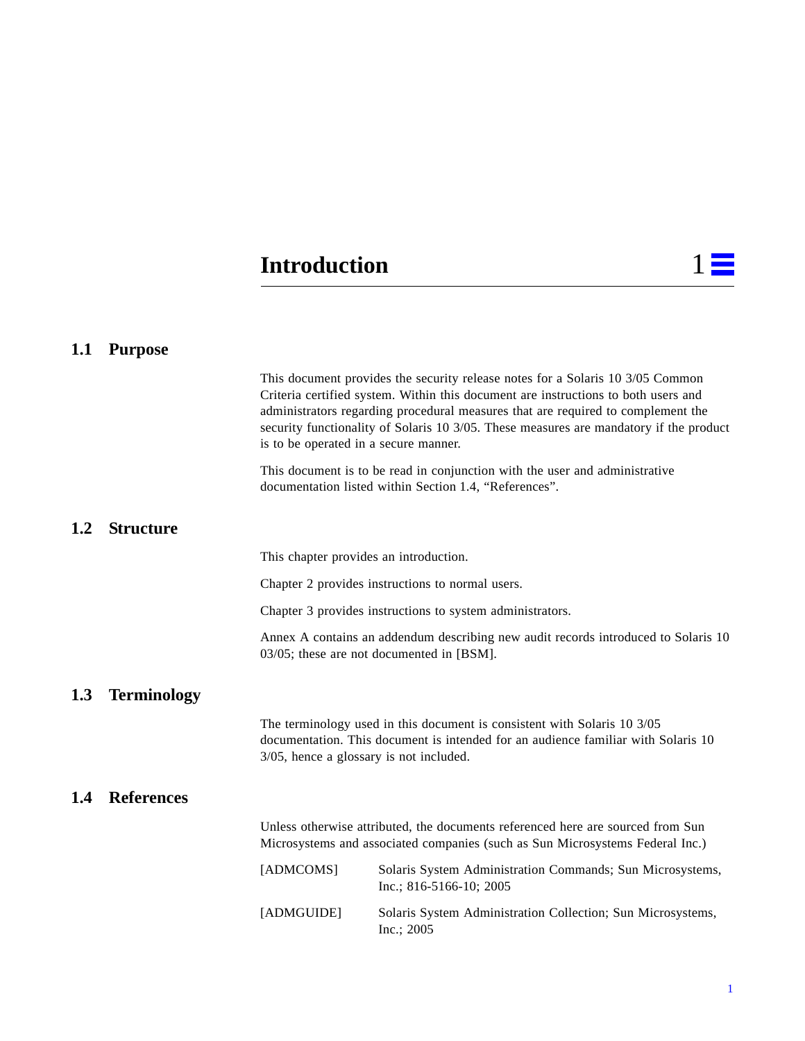# Introduction 1

## 1.1 Purpose

This document provides the security release notes for a Solaris 10 3/05 Common Criteria certified system. Within this document are instructions to both users and administrators regarding procedural measures that are required to complement the security functionality of Solaris 10 3/05. These measures are mandatory if the product is to be operated in a secure manner.

This document is to be read in conjunction with the user and administrative documentation listed within Section 1.4, “References”.

## 1.2 Structure

This chapter provides an introduction.

Chapter 2 provides instructions to normal users.

Chapter 3 provides instructions to system administrators.

Annex A contains an addendum describing new audit records introduced to Solaris 10 03/05; these are not documented in [BSM].

## 1.3 Terminology

The terminology used in this document is consistent with Solaris 10 3/05 documentation. This document is intended for an audience familiar with Solaris 10 3/05, hence a glossary is not included.

## 1.4 References

Unless otherwise attributed, the documents referenced here are sourced from Sun Microsystems and associated companies (such as Sun Microsystems Federal Inc.)

| | |
|---|---|
| [ADMCOMS] | Solaris System Administration Commands; Sun Microsystems, Inc.; 816-5166-10; 2005 |
| [ADMGUIDE] | Solaris System Administration Collection; Sun Microsystems, Inc.; 2005 |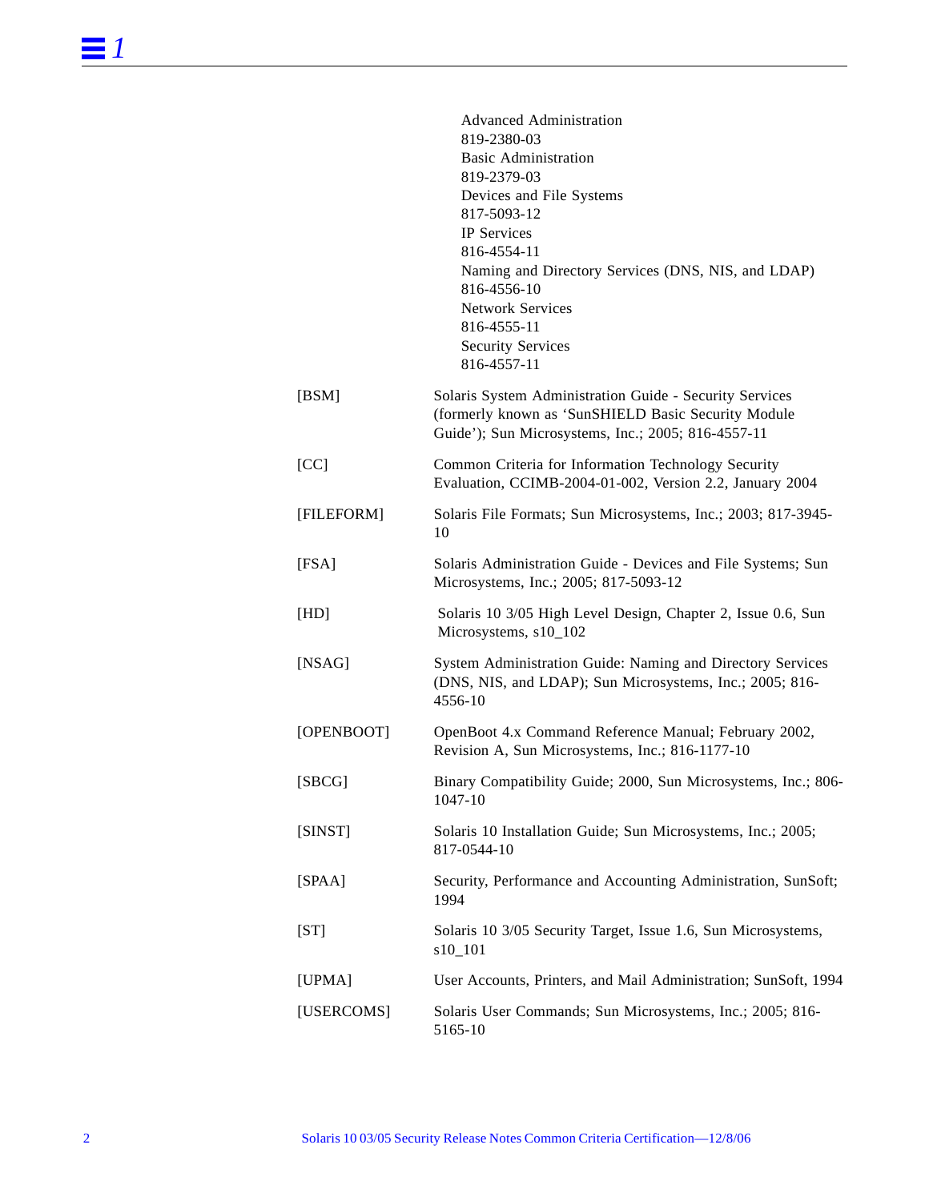Advanced Administration
819-2380-03
Basic Administration
819-2379-03
Devices and File Systems
817-5093-12
IP Services
816-4554-11
Naming and Directory Services (DNS, NIS, and LDAP)
816-4556-10
Network Services
816-4555-11
Security Services
816-4557-11

| | |
|---|---|
| [BSM] | Solaris System Administration Guide - Security Services (formerly known as 'SunSHIELD Basic Security Module Guide'); Sun Microsystems, Inc.; 2005; 816-4557-11 |
| [CC] | Common Criteria for Information Technology Security Evaluation, CCIMB-2004-01-002, Version 2.2, January 2004 |
| [FILEFORM] | Solaris File Formats; Sun Microsystems, Inc.; 2003; 817-3945-10 |
| [FSA] | Solaris Administration Guide - Devices and File Systems; Sun Microsystems, Inc.; 2005; 817-5093-12 |
| [HD] | Solaris 10 3/05 High Level Design, Chapter 2, Issue 0.6, Sun Microsystems, s10_102 |
| [NSAG] | System Administration Guide: Naming and Directory Services (DNS, NIS, and LDAP); Sun Microsystems, Inc.; 2005; 816-4556-10 |
| [OPENBOOT] | OpenBoot 4.x Command Reference Manual; February 2002, Revision A, Sun Microsystems, Inc.; 816-1177-10 |
| [SBCG] | Binary Compatibility Guide; 2000, Sun Microsystems, Inc.; 806-1047-10 |
| [SINST] | Solaris 10 Installation Guide; Sun Microsystems, Inc.; 2005; 817-0544-10 |
| [SPAA] | Security, Performance and Accounting Administration, SunSoft; 1994 |
| [ST] | Solaris 10 3/05 Security Target, Issue 1.6, Sun Microsystems, s10_101 |
| [UPMA] | User Accounts, Printers, and Mail Administration; SunSoft, 1994 |
| [USERCOMS] | Solaris User Commands; Sun Microsystems, Inc.; 2005; 816-5165-10 |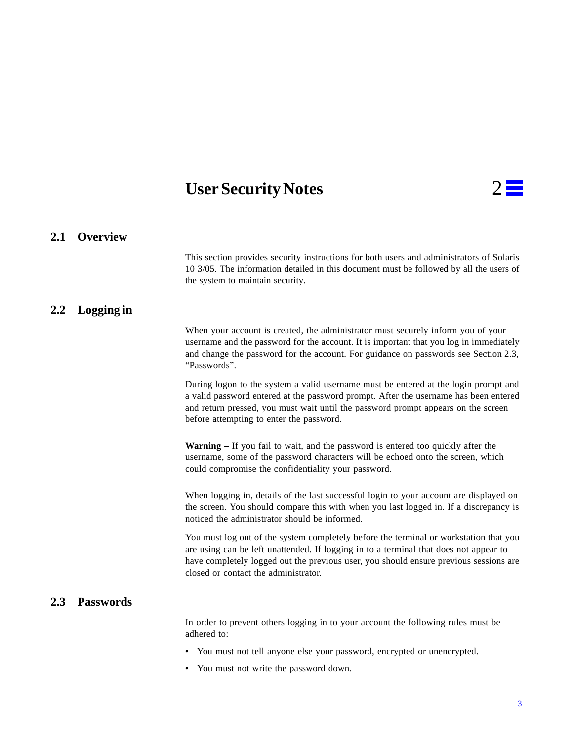# 2 User Security Notes

## 2.1 Overview

This section provides security instructions for both users and administrators of Solaris 10 3/05. The information detailed in this document must be followed by all the users of the system to maintain security.

## 2.2 Logging in

When your account is created, the administrator must securely inform you of your username and the password for the account. It is important that you log in immediately and change the password for the account. For guidance on passwords see Section 2.3, “Passwords”.

During logon to the system a valid username must be entered at the login prompt and a valid password entered at the password prompt. After the username has been entered and return pressed, you must wait until the password prompt appears on the screen before attempting to enter the password.

---

**Warning –** If you fail to wait, and the password is entered too quickly after the username, some of the password characters will be echoed onto the screen, which could compromise the confidentiality your password.

---

When logging in, details of the last successful login to your account are displayed on the screen. You should compare this with when you last logged in. If a discrepancy is noticed the administrator should be informed.

You must log out of the system completely before the terminal or workstation that you are using can be left unattended. If logging in to a terminal that does not appear to have completely logged out the previous user, you should ensure previous sessions are closed or contact the administrator.

## 2.3 Passwords

In order to prevent others logging in to your account the following rules must be adhered to:

- You must not tell anyone else your password, encrypted or unencrypted.
- You must not write the password down.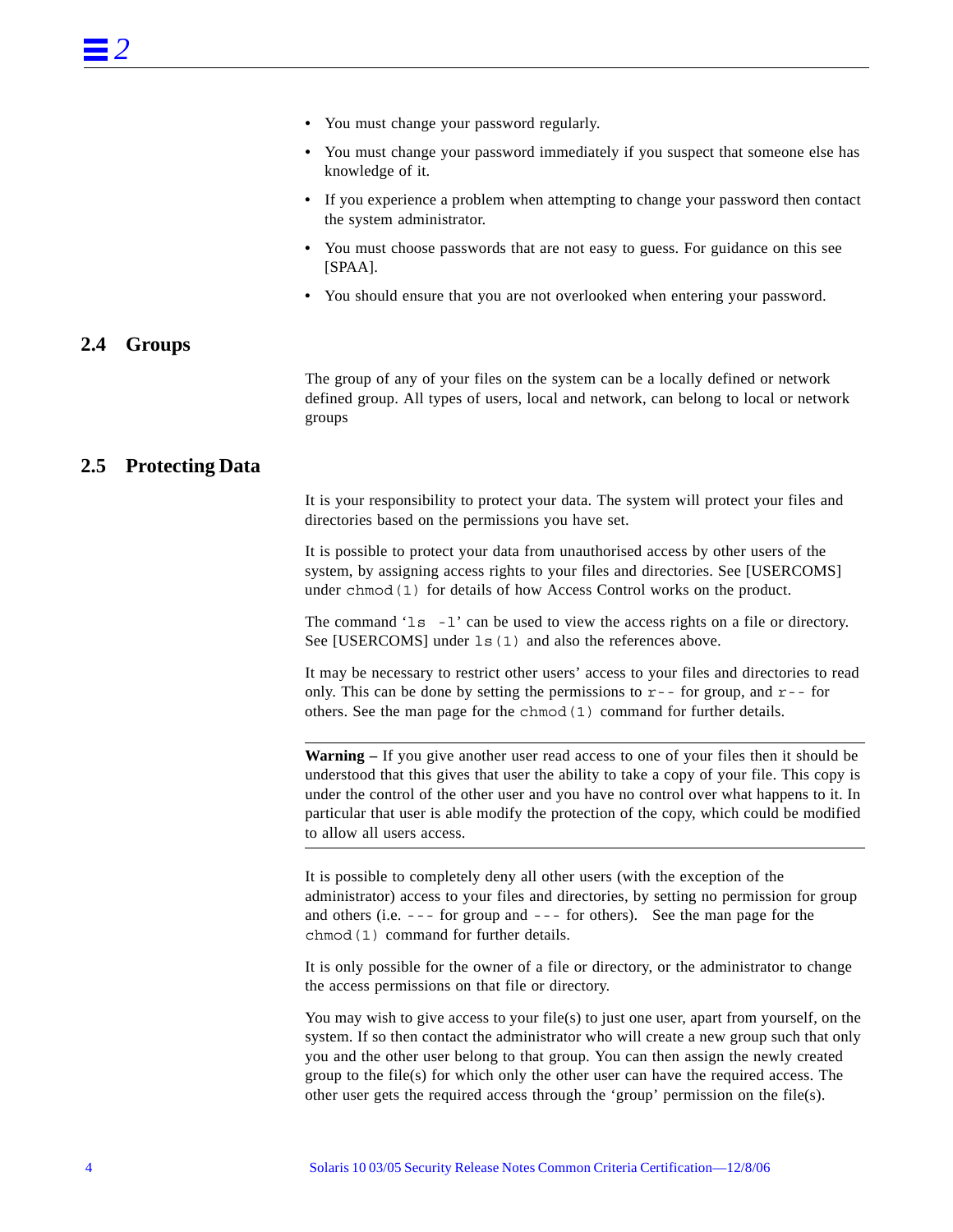- You must change your password regularly.
- You must change your password immediately if you suspect that someone else has knowledge of it.
- If you experience a problem when attempting to change your password then contact the system administrator.
- You must choose passwords that are not easy to guess. For guidance on this see [SPAA].
- You should ensure that you are not overlooked when entering your password.

## 2.4 Groups

The group of any of your files on the system can be a locally defined or network defined group. All types of users, local and network, can belong to local or network groups

## 2.5 Protecting Data

It is your responsibility to protect your data. The system will protect your files and directories based on the permissions you have set.

It is possible to protect your data from unauthorised access by other users of the system, by assigning access rights to your files and directories. See [USERCOMS] under `chmod(1)` for details of how Access Control works on the product.

The command '`ls -l`' can be used to view the access rights on a file or directory. See [USERCOMS] under `ls(1)` and also the references above.

It may be necessary to restrict other users' access to your files and directories to read only. This can be done by setting the permissions to `r--` for group, and `r--` for others. See the man page for the `chmod(1)` command for further details.

---

**Warning –** If you give another user read access to one of your files then it should be understood that this gives that user the ability to take a copy of your file. This copy is under the control of the other user and you have no control over what happens to it. In particular that user is able modify the protection of the copy, which could be modified to allow all users access.

---

It is possible to completely deny all other users (with the exception of the administrator) access to your files and directories, by setting no permission for group and others (i.e. `---` for group and `---` for others). See the man page for the `chmod(1)` command for further details.

It is only possible for the owner of a file or directory, or the administrator to change the access permissions on that file or directory.

You may wish to give access to your file(s) to just one user, apart from yourself, on the system. If so then contact the administrator who will create a new group such that only you and the other user belong to that group. You can then assign the newly created group to the file(s) for which only the other user can have the required access. The other user gets the required access through the 'group' permission on the file(s).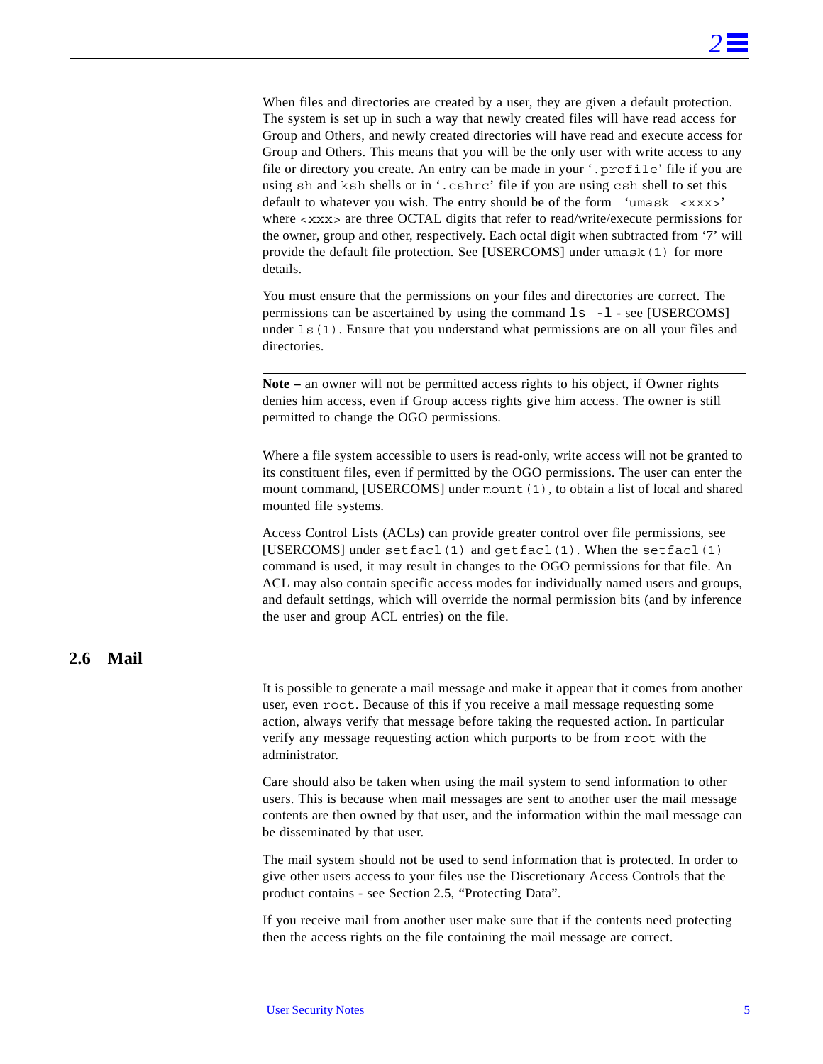When files and directories are created by a user, they are given a default protection. The system is set up in such a way that newly created files will have read access for Group and Others, and newly created directories will have read and execute access for Group and Others. This means that you will be the only user with write access to any file or directory you create. An entry can be made in your '`.profile`' file if you are using `sh` and `ksh` shells or in '`.cshrc`' file if you are using `csh` shell to set this default to whatever you wish. The entry should be of the form '`umask <xxx>`' where `<xxx>` are three OCTAL digits that refer to read/write/execute permissions for the owner, group and other, respectively. Each octal digit when subtracted from '7' will provide the default file protection. See [USERCOMS] under `umask(1)` for more details.

You must ensure that the permissions on your files and directories are correct. The permissions can be ascertained by using the command `ls -l` - see [USERCOMS] under `ls(1)`. Ensure that you understand what permissions are on all your files and directories.

---

**Note –** an owner will not be permitted access rights to his object, if Owner rights denies him access, even if Group access rights give him access. The owner is still permitted to change the OGO permissions.

---

Where a file system accessible to users is read-only, write access will not be granted to its constituent files, even if permitted by the OGO permissions. The user can enter the mount command, [USERCOMS] under `mount(1)`, to obtain a list of local and shared mounted file systems.

Access Control Lists (ACLs) can provide greater control over file permissions, see [USERCOMS] under `setfacl(1)` and `getfacl(1)`. When the `setfacl(1)` command is used, it may result in changes to the OGO permissions for that file. An ACL may also contain specific access modes for individually named users and groups, and default settings, which will override the normal permission bits (and by inference the user and group ACL entries) on the file.

## 2.6 Mail

It is possible to generate a mail message and make it appear that it comes from another user, even `root`. Because of this if you receive a mail message requesting some action, always verify that message before taking the requested action. In particular verify any message requesting action which purports to be from `root` with the administrator.

Care should also be taken when using the mail system to send information to other users. This is because when mail messages are sent to another user the mail message contents are then owned by that user, and the information within the mail message can be disseminated by that user.

The mail system should not be used to send information that is protected. In order to give other users access to your files use the Discretionary Access Controls that the product contains - see Section 2.5, "Protecting Data".

If you receive mail from another user make sure that if the contents need protecting then the access rights on the file containing the mail message are correct.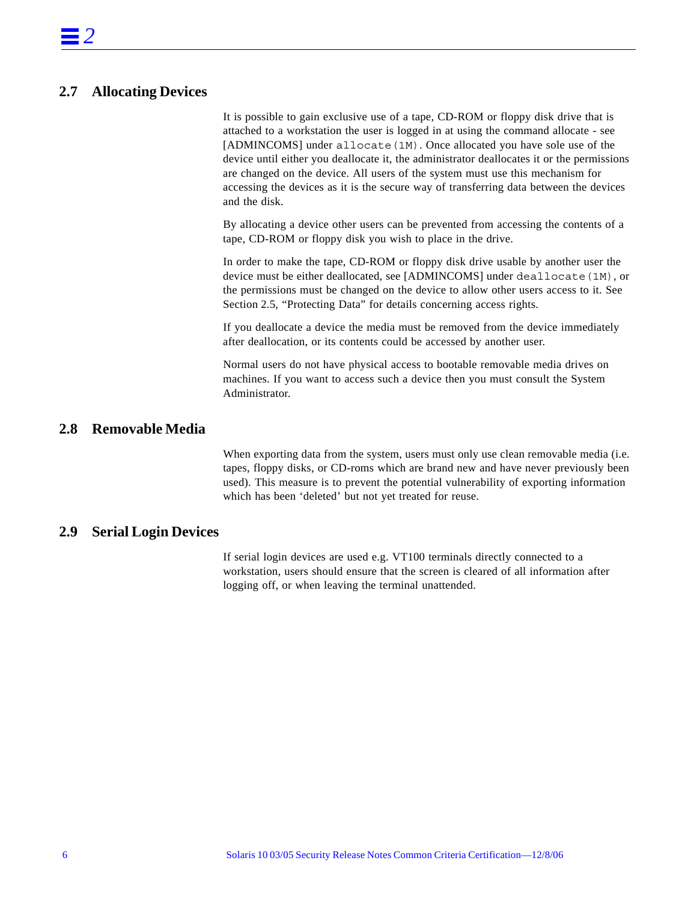## 2.7 Allocating Devices

It is possible to gain exclusive use of a tape, CD-ROM or floppy disk drive that is attached to a workstation the user is logged in at using the command allocate - see [ADMINCOMS] under `allocate(1M)`. Once allocated you have sole use of the device until either you deallocate it, the administrator deallocates it or the permissions are changed on the device. All users of the system must use this mechanism for accessing the devices as it is the secure way of transferring data between the devices and the disk.

By allocating a device other users can be prevented from accessing the contents of a tape, CD-ROM or floppy disk you wish to place in the drive.

In order to make the tape, CD-ROM or floppy disk drive usable by another user the device must be either deallocated, see [ADMINCOMS] under `deallocate(1M)`, or the permissions must be changed on the device to allow other users access to it. See Section 2.5, "Protecting Data" for details concerning access rights.

If you deallocate a device the media must be removed from the device immediately after deallocation, or its contents could be accessed by another user.

Normal users do not have physical access to bootable removable media drives on machines. If you want to access such a device then you must consult the System Administrator.

## 2.8 Removable Media

When exporting data from the system, users must only use clean removable media (i.e. tapes, floppy disks, or CD-roms which are brand new and have never previously been used). This measure is to prevent the potential vulnerability of exporting information which has been 'deleted' but not yet treated for reuse.

## 2.9 Serial Login Devices

If serial login devices are used e.g. VT100 terminals directly connected to a workstation, users should ensure that the screen is cleared of all information after logging off, or when leaving the terminal unattended.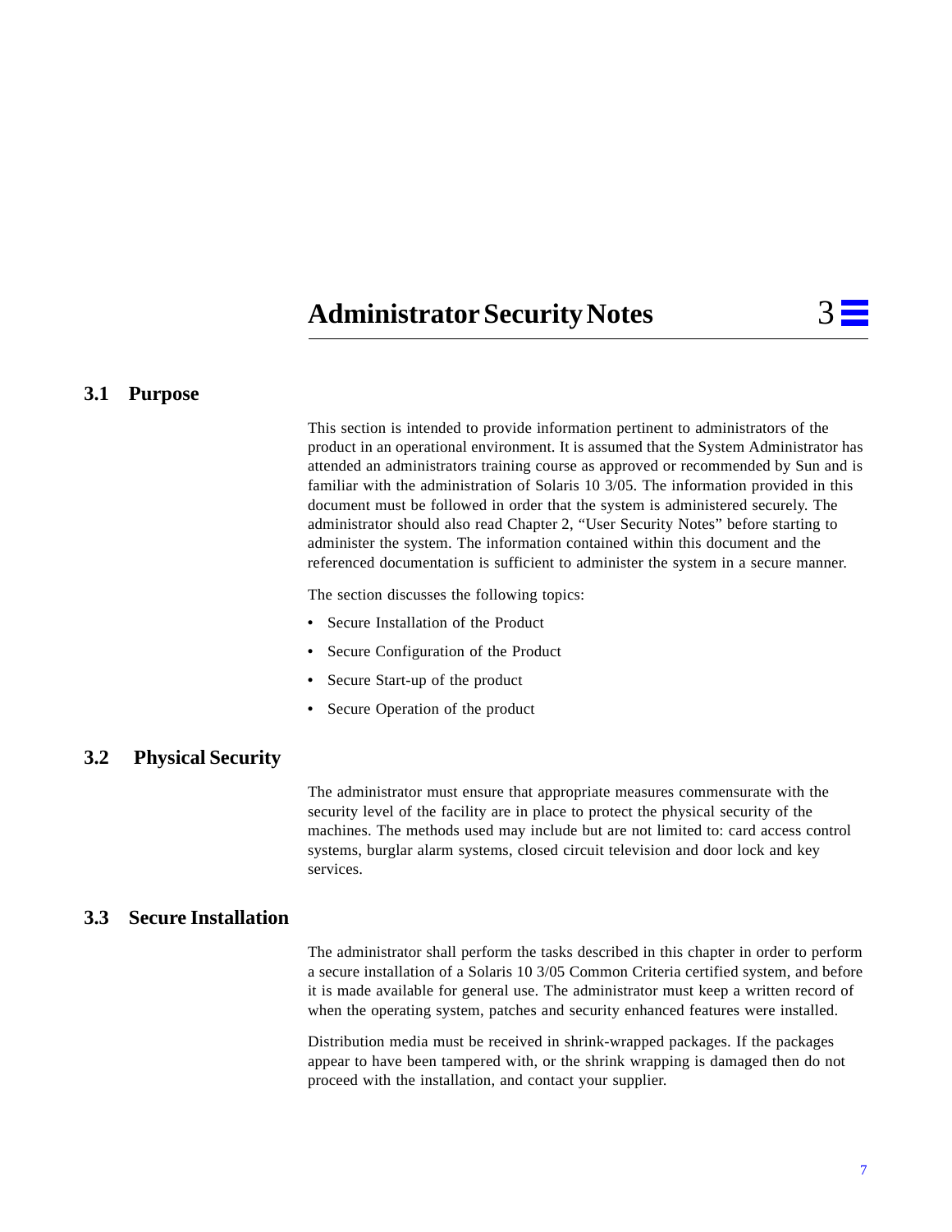# 3 Administrator Security Notes

## 3.1 Purpose

This section is intended to provide information pertinent to administrators of the product in an operational environment. It is assumed that the System Administrator has attended an administrators training course as approved or recommended by Sun and is familiar with the administration of Solaris 10 3/05. The information provided in this document must be followed in order that the system is administered securely. The administrator should also read Chapter 2, “User Security Notes” before starting to administer the system. The information contained within this document and the referenced documentation is sufficient to administer the system in a secure manner.

The section discusses the following topics:

- Secure Installation of the Product
- Secure Configuration of the Product
- Secure Start-up of the product
- Secure Operation of the product

## 3.2 Physical Security

The administrator must ensure that appropriate measures commensurate with the security level of the facility are in place to protect the physical security of the machines. The methods used may include but are not limited to: card access control systems, burglar alarm systems, closed circuit television and door lock and key services.

## 3.3 Secure Installation

The administrator shall perform the tasks described in this chapter in order to perform a secure installation of a Solaris 10 3/05 Common Criteria certified system, and before it is made available for general use. The administrator must keep a written record of when the operating system, patches and security enhanced features were installed.

Distribution media must be received in shrink-wrapped packages. If the packages appear to have been tampered with, or the shrink wrapping is damaged then do not proceed with the installation, and contact your supplier.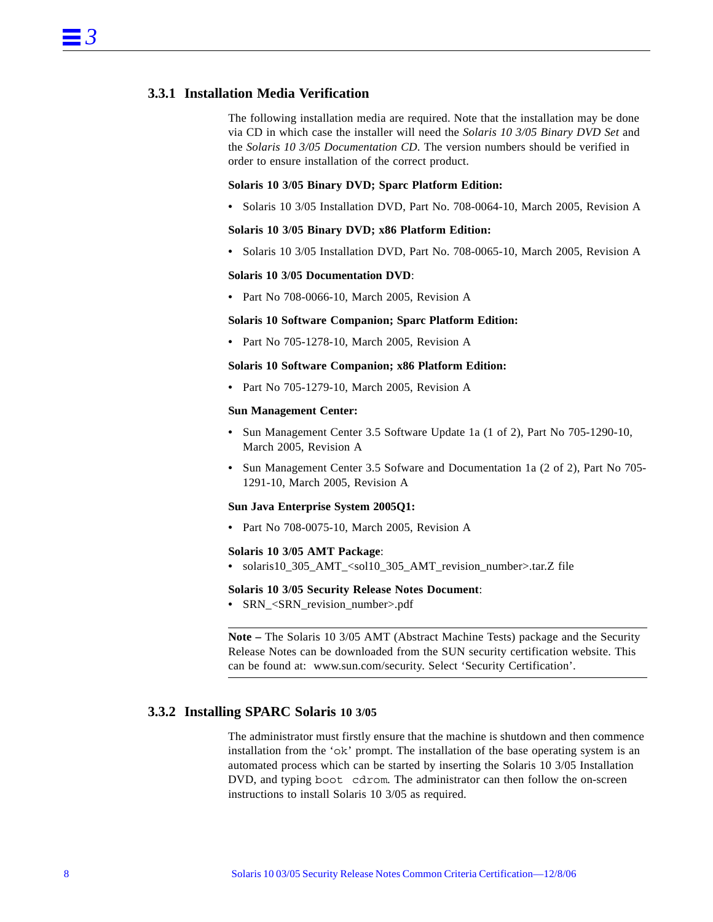### 3.3.1 Installation Media Verification

The following installation media are required. Note that the installation may be done via CD in which case the installer will need the *Solaris 10 3/05 Binary DVD Set* and the *Solaris 10 3/05 Documentation CD*. The version numbers should be verified in order to ensure installation of the correct product.

**Solaris 10 3/05 Binary DVD; Sparc Platform Edition:**

- Solaris 10 3/05 Installation DVD, Part No. 708-0064-10, March 2005, Revision A

**Solaris 10 3/05 Binary DVD; x86 Platform Edition:**

- Solaris 10 3/05 Installation DVD, Part No. 708-0065-10, March 2005, Revision A

**Solaris 10 3/05 Documentation DVD**:

- Part No 708-0066-10, March 2005, Revision A

**Solaris 10 Software Companion; Sparc Platform Edition:**

- Part No 705-1278-10, March 2005, Revision A

**Solaris 10 Software Companion; x86 Platform Edition:**

- Part No 705-1279-10, March 2005, Revision A

**Sun Management Center:**

- Sun Management Center 3.5 Software Update 1a (1 of 2), Part No 705-1290-10, March 2005, Revision A
- Sun Management Center 3.5 Sofware and Documentation 1a (2 of 2), Part No 705-1291-10, March 2005, Revision A

**Sun Java Enterprise System 2005Q1:**

- Part No 708-0075-10, March 2005, Revision A

**Solaris 10 3/05 AMT Package**:

- solaris10_305_AMT_<sol10_305_AMT_revision_number>.tar.Z file

**Solaris 10 3/05 Security Release Notes Document**:

- SRN_<SRN_revision_number>.pdf

---

**Note –** The Solaris 10 3/05 AMT (Abstract Machine Tests) package and the Security Release Notes can be downloaded from the SUN security certification website. This can be found at: www.sun.com/security. Select 'Security Certification'.

---

### 3.3.2 Installing SPARC Solaris 10 3/05

The administrator must firstly ensure that the machine is shutdown and then commence installation from the '`ok`' prompt. The installation of the base operating system is an automated process which can be started by inserting the Solaris 10 3/05 Installation DVD, and typing `boot cdrom`. The administrator can then follow the on-screen instructions to install Solaris 10 3/05 as required.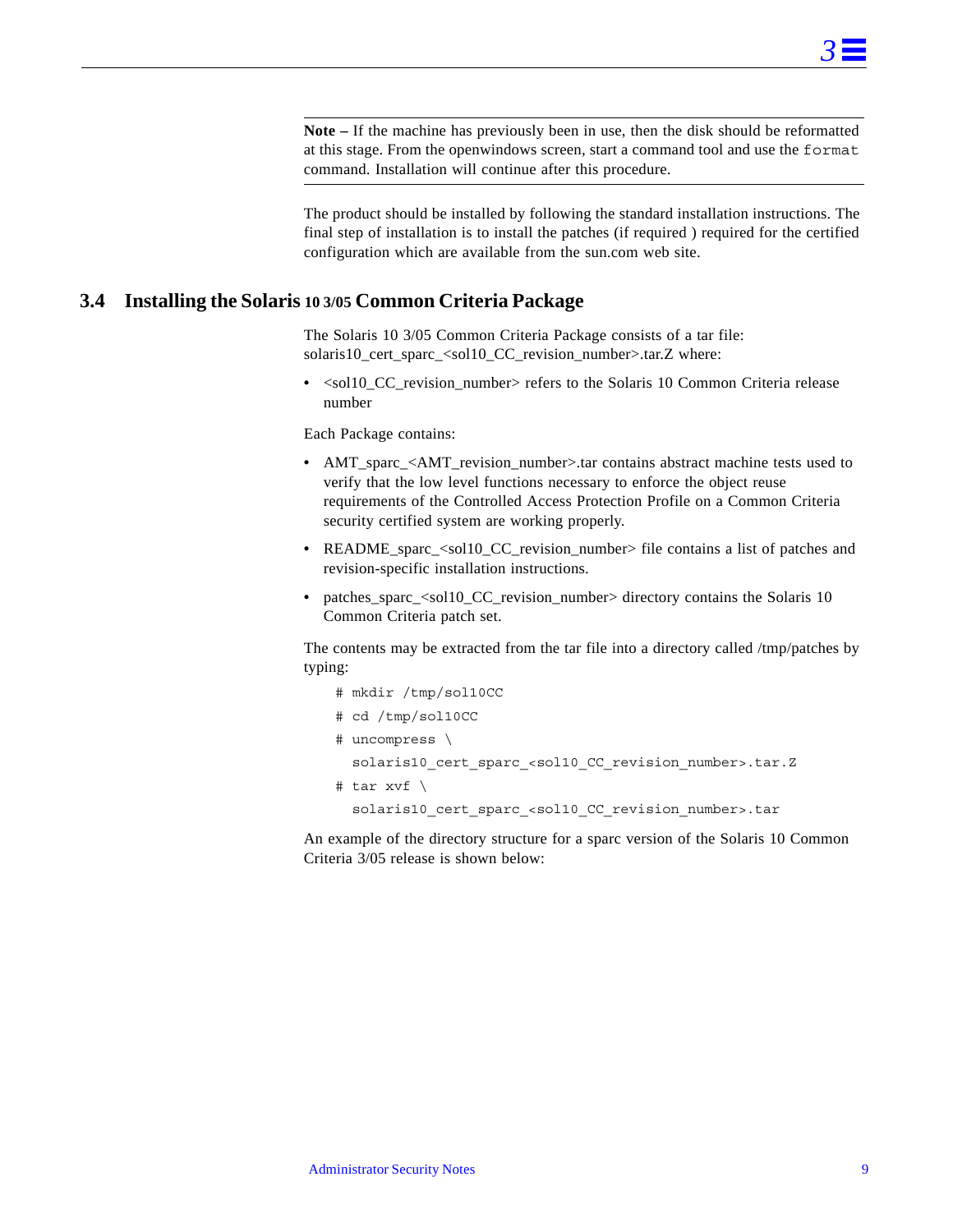**Note –** If the machine has previously been in use, then the disk should be reformatted at this stage. From the openwindows screen, start a command tool and use the `format` command. Installation will continue after this procedure.

The product should be installed by following the standard installation instructions. The final step of installation is to install the patches (if required ) required for the certified configuration which are available from the sun.com web site.

## 3.4 Installing the Solaris 10 3/05 Common Criteria Package

The Solaris 10 3/05 Common Criteria Package consists of a tar file: solaris10_cert_sparc_<sol10_CC_revision_number>.tar.Z where:

- <sol10_CC_revision_number> refers to the Solaris 10 Common Criteria release number

Each Package contains:

- AMT_sparc_<AMT_revision_number>.tar contains abstract machine tests used to verify that the low level functions necessary to enforce the object reuse requirements of the Controlled Access Protection Profile on a Common Criteria security certified system are working properly.
- README_sparc_<sol10_CC_revision_number> file contains a list of patches and revision-specific installation instructions.
- patches_sparc_<sol10_CC_revision_number> directory contains the Solaris 10 Common Criteria patch set.

The contents may be extracted from the tar file into a directory called /tmp/patches by typing:

```
# mkdir /tmp/sol10CC
# cd /tmp/sol10CC
# uncompress \
  solaris10_cert_sparc_<sol10_CC_revision_number>.tar.Z
# tar xvf \
  solaris10_cert_sparc_<sol10_CC_revision_number>.tar
```

An example of the directory structure for a sparc version of the Solaris 10 Common Criteria 3/05 release is shown below: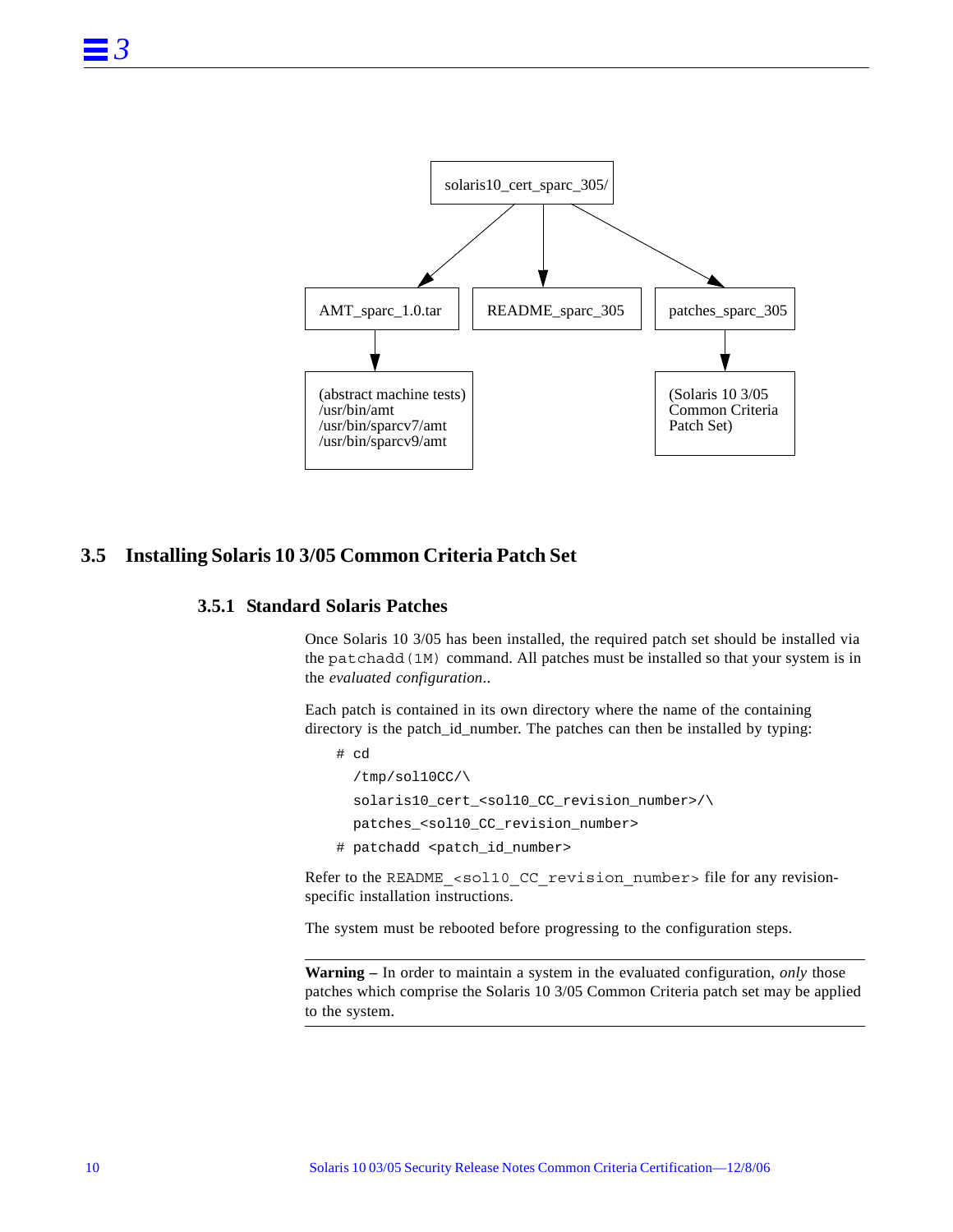```
solaris10_cert_sparc_305/
├── AMT_sparc_1.0.tar
│   └── (abstract machine tests)
│       /usr/bin/amt
│       /usr/bin/sparcv7/amt
│       /usr/bin/sparcv9/amt
├── README_sparc_305
└── patches_sparc_305
    └── (Solaris 10 3/05
        Common Criteria
        Patch Set)
```

## 3.5 Installing Solaris 10 3/05 Common Criteria Patch Set

### 3.5.1 Standard Solaris Patches

Once Solaris 10 3/05 has been installed, the required patch set should be installed via the `patchadd(1M)` command. All patches must be installed so that your system is in the *evaluated configuration*..

Each patch is contained in its own directory where the name of the containing directory is the patch_id_number. The patches can then be installed by typing:

```
# cd
  /tmp/sol10CC/\
  solaris10_cert_<sol10_CC_revision_number>/\
  patches_<sol10_CC_revision_number>
# patchadd <patch_id_number>
```

Refer to the `README_<sol10_CC_revision_number>` file for any revision-specific installation instructions.

The system must be rebooted before progressing to the configuration steps.

---

**Warning –** In order to maintain a system in the evaluated configuration, *only* those patches which comprise the Solaris 10 3/05 Common Criteria patch set may be applied to the system.

---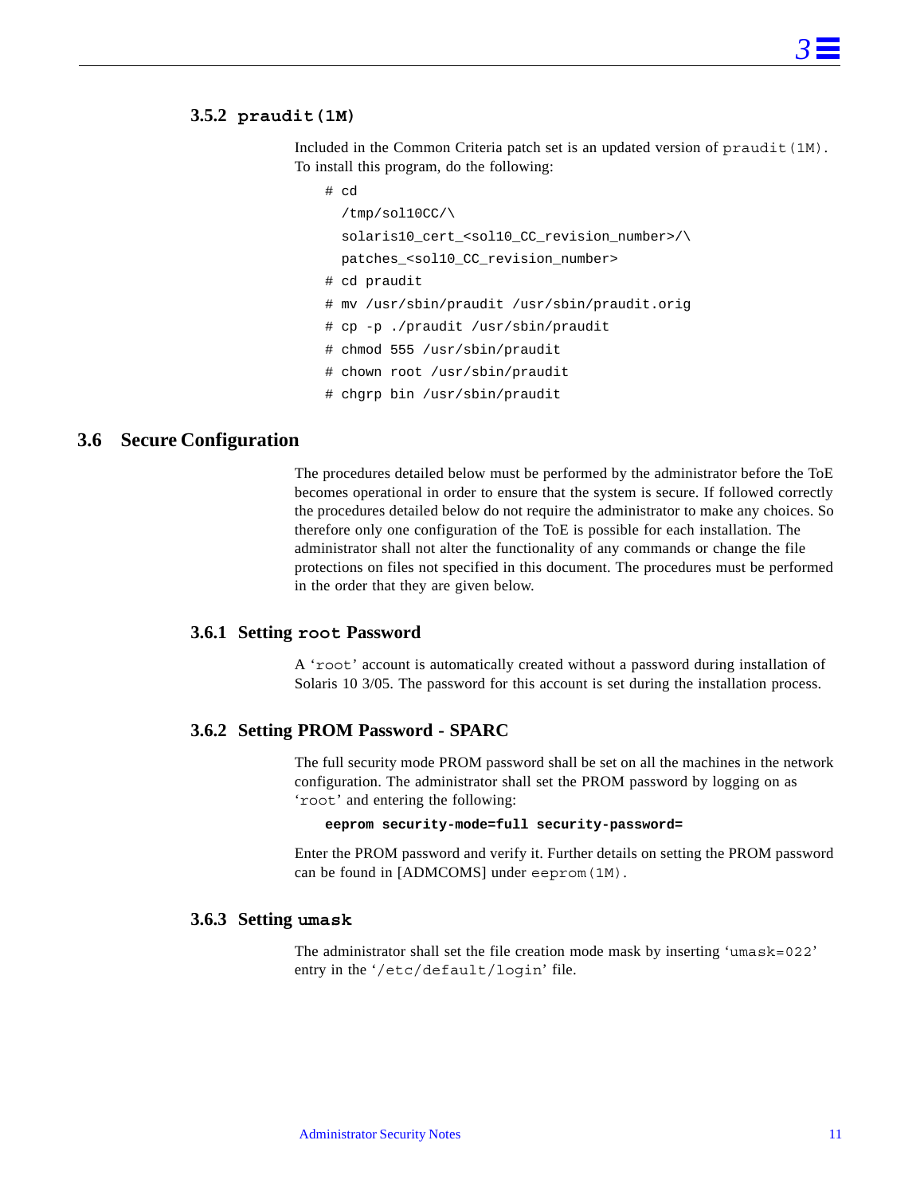### 3.5.2 `praudit(1M)`

Included in the Common Criteria patch set is an updated version of `praudit(1M)`. To install this program, do the following:

```
# cd
  /tmp/sol10CC/\
  solaris10_cert_<sol10_CC_revision_number>/\
  patches_<sol10_CC_revision_number>
# cd praudit
# mv /usr/sbin/praudit /usr/sbin/praudit.orig
# cp -p ./praudit /usr/sbin/praudit
# chmod 555 /usr/sbin/praudit
# chown root /usr/sbin/praudit
# chgrp bin /usr/sbin/praudit
```

## 3.6 Secure Configuration

The procedures detailed below must be performed by the administrator before the ToE becomes operational in order to ensure that the system is secure. If followed correctly the procedures detailed below do not require the administrator to make any choices. So therefore only one configuration of the ToE is possible for each installation. The administrator shall not alter the functionality of any commands or change the file protections on files not specified in this document. The procedures must be performed in the order that they are given below.

### 3.6.1 Setting `root` Password

A '`root`' account is automatically created without a password during installation of Solaris 10 3/05. The password for this account is set during the installation process.

### 3.6.2 Setting PROM Password - SPARC

The full security mode PROM password shall be set on all the machines in the network configuration. The administrator shall set the PROM password by logging on as '`root`' and entering the following:

```
eeprom security-mode=full security-password=
```

Enter the PROM password and verify it. Further details on setting the PROM password can be found in [ADMCOMS] under `eeprom(1M)`.

### 3.6.3 Setting `umask`

The administrator shall set the file creation mode mask by inserting '`umask=022`' entry in the '`/etc/default/login`' file.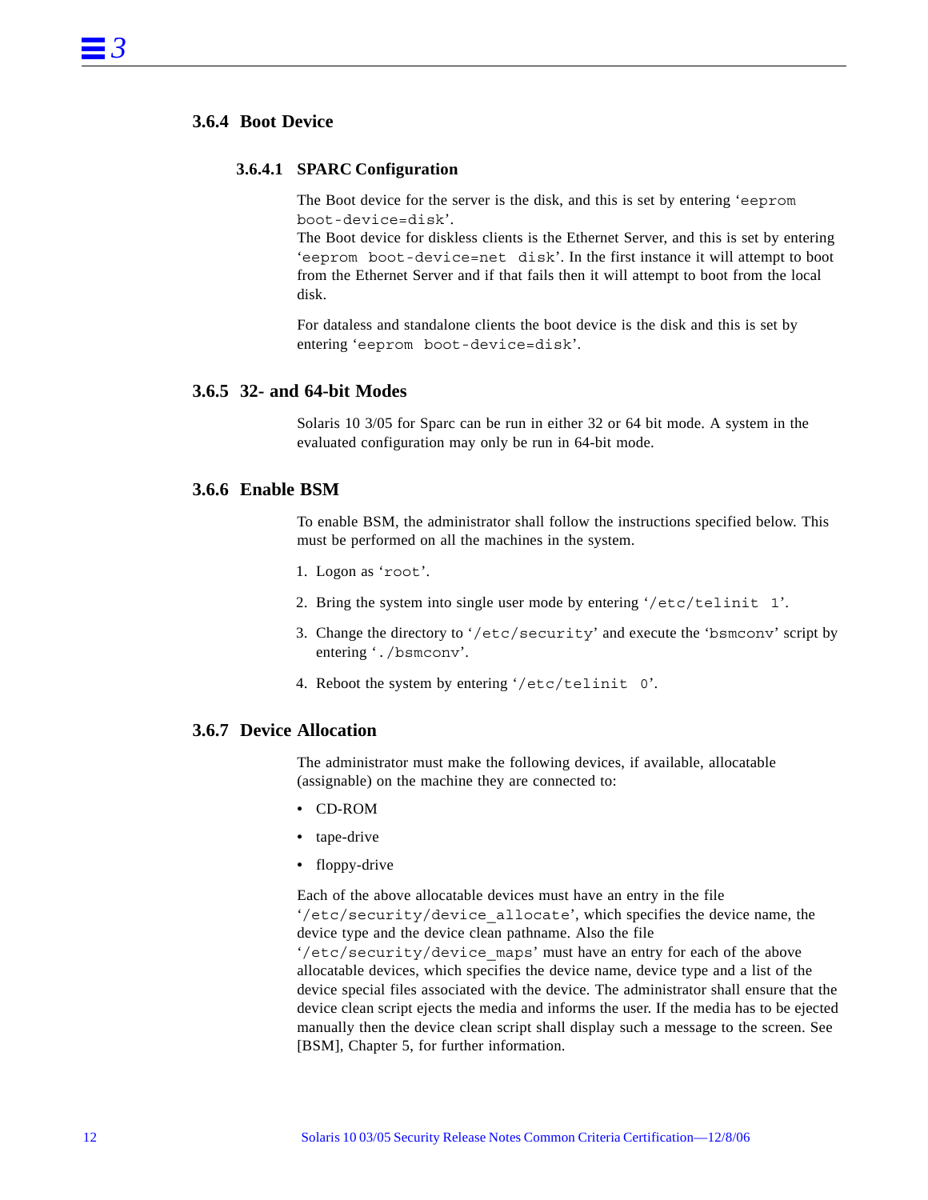### 3.6.4 Boot Device

#### 3.6.4.1 SPARC Configuration

The Boot device for the server is the disk, and this is set by entering '`eeprom boot-device=disk`'.
The Boot device for diskless clients is the Ethernet Server, and this is set by entering '`eeprom boot-device=net disk`'. In the first instance it will attempt to boot from the Ethernet Server and if that fails then it will attempt to boot from the local disk.

For dataless and standalone clients the boot device is the disk and this is set by entering '`eeprom boot-device=disk`'.

### 3.6.5 32- and 64-bit Modes

Solaris 10 3/05 for Sparc can be run in either 32 or 64 bit mode. A system in the evaluated configuration may only be run in 64-bit mode.

### 3.6.6 Enable BSM

To enable BSM, the administrator shall follow the instructions specified below. This must be performed on all the machines in the system.

1. Logon as '`root`'.
2. Bring the system into single user mode by entering '`/etc/telinit 1`'.
3. Change the directory to '`/etc/security`' and execute the '`bsmconv`' script by entering '`./bsmconv`'.
4. Reboot the system by entering '`/etc/telinit 0`'.

### 3.6.7 Device Allocation

The administrator must make the following devices, if available, allocatable (assignable) on the machine they are connected to:

- CD-ROM
- tape-drive
- floppy-drive

Each of the above allocatable devices must have an entry in the file '`/etc/security/device_allocate`', which specifies the device name, the device type and the device clean pathname. Also the file '`/etc/security/device_maps`' must have an entry for each of the above allocatable devices, which specifies the device name, device type and a list of the device special files associated with the device. The administrator shall ensure that the device clean script ejects the media and informs the user. If the media has to be ejected manually then the device clean script shall display such a message to the screen. See [BSM], Chapter 5, for further information.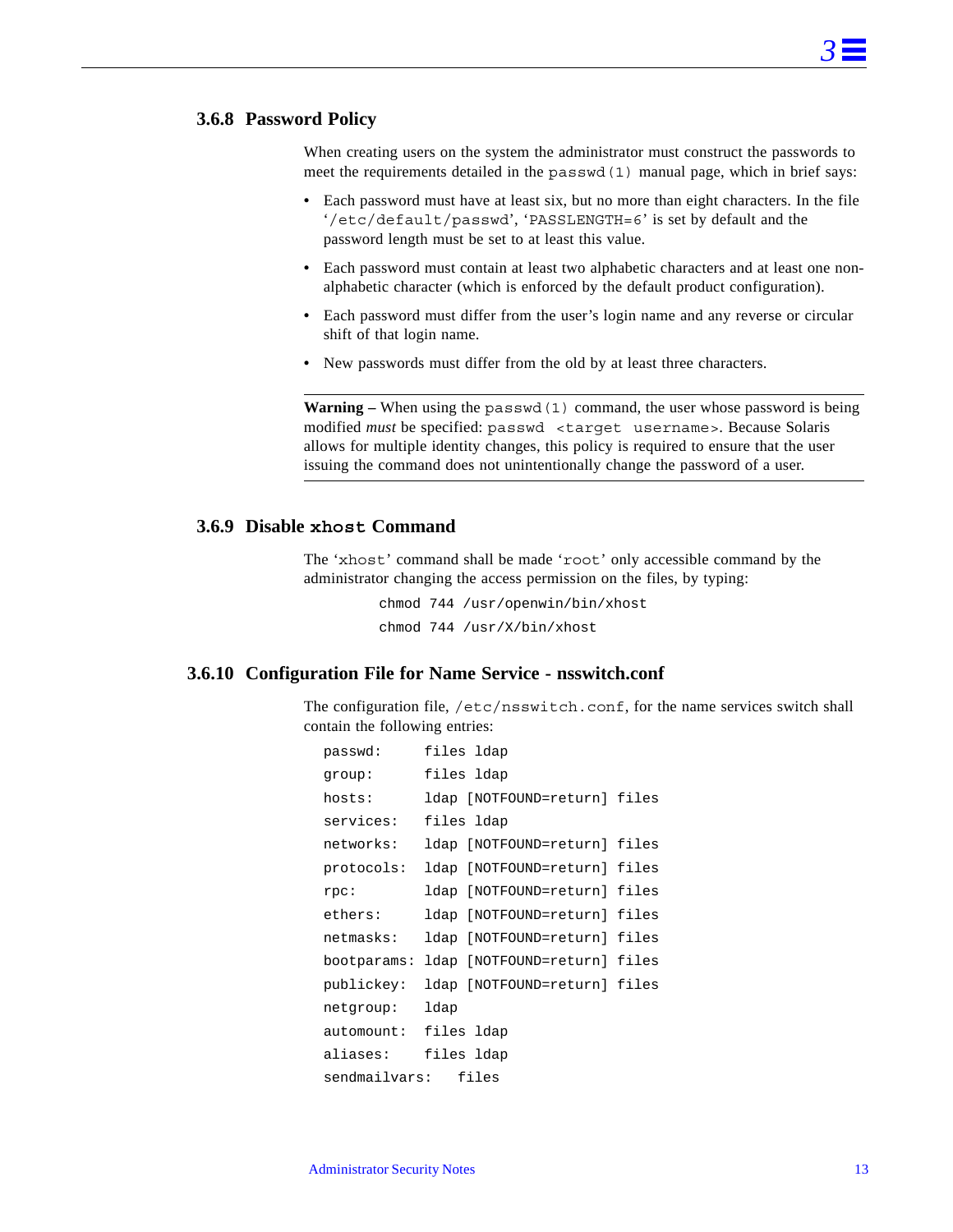### 3.6.8 Password Policy

When creating users on the system the administrator must construct the passwords to meet the requirements detailed in the `passwd(1)` manual page, which in brief says:

- Each password must have at least six, but no more than eight characters. In the file '`/etc/default/passwd`', '`PASSLENGTH=6`' is set by default and the password length must be set to at least this value.
- Each password must contain at least two alphabetic characters and at least one non-alphabetic character (which is enforced by the default product configuration).
- Each password must differ from the user's login name and any reverse or circular shift of that login name.
- New passwords must differ from the old by at least three characters.

---

**Warning –** When using the `passwd(1)` command, the user whose password is being modified *must* be specified: `passwd <target username>`. Because Solaris allows for multiple identity changes, this policy is required to ensure that the user issuing the command does not unintentionally change the password of a user.

---

### 3.6.9 Disable `xhost` Command

The '`xhost`' command shall be made '`root`' only accessible command by the administrator changing the access permission on the files, by typing:

```
chmod 744 /usr/openwin/bin/xhost
chmod 744 /usr/X/bin/xhost
```

### 3.6.10 Configuration File for Name Service - nsswitch.conf

The configuration file, `/etc/nsswitch.conf`, for the name services switch shall contain the following entries:

```
passwd:     files ldap
group:      files ldap
hosts:      ldap [NOTFOUND=return] files
services:   files ldap
networks:   ldap [NOTFOUND=return] files
protocols:  ldap [NOTFOUND=return] files
rpc:        ldap [NOTFOUND=return] files
ethers:     ldap [NOTFOUND=return] files
netmasks:   ldap [NOTFOUND=return] files
bootparams: ldap [NOTFOUND=return] files
publickey:  ldap [NOTFOUND=return] files
netgroup:   ldap
automount:  files ldap
aliases:    files ldap
sendmailvars:   files
```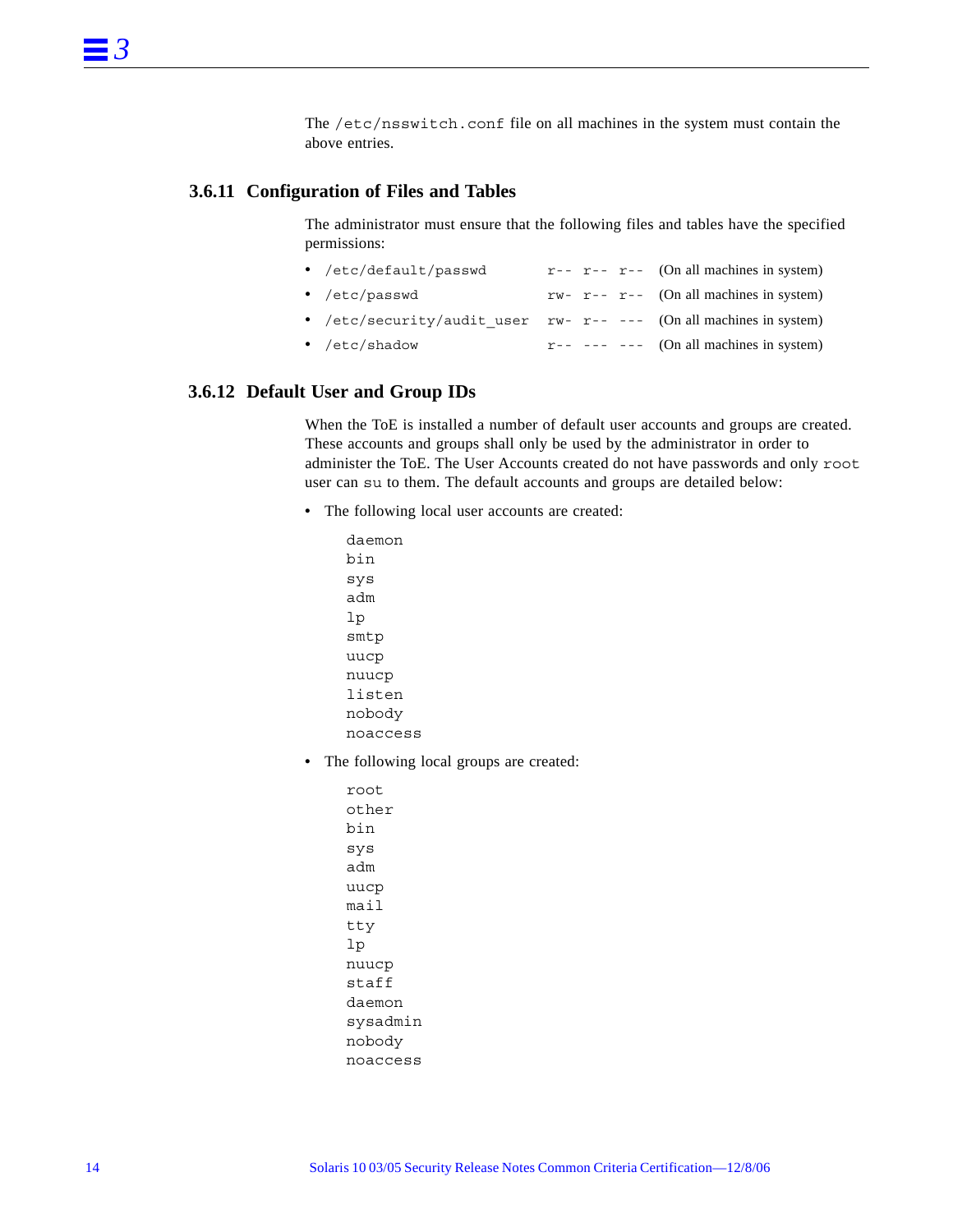The `/etc/nsswitch.conf` file on all machines in the system must contain the above entries.

### 3.6.11 Configuration of Files and Tables

The administrator must ensure that the following files and tables have the specified permissions:

- `/etc/default/passwd` `r-- r-- r--` (On all machines in system)
- `/etc/passwd` `rw- r-- r--` (On all machines in system)
- `/etc/security/audit_user` `rw- r-- ---` (On all machines in system)
- `/etc/shadow` `r-- --- ---` (On all machines in system)

### 3.6.12 Default User and Group IDs

When the ToE is installed a number of default user accounts and groups are created. These accounts and groups shall only be used by the administrator in order to administer the ToE. The User Accounts created do not have passwords and only `root` user can `su` to them. The default accounts and groups are detailed below:

- The following local user accounts are created:

```
daemon
bin
sys
adm
lp
smtp
uucp
nuucp
listen
nobody
noaccess
```

- The following local groups are created:

```
root
other
bin
sys
adm
uucp
mail
tty
lp
nuucp
staff
daemon
sysadmin
nobody
noaccess
```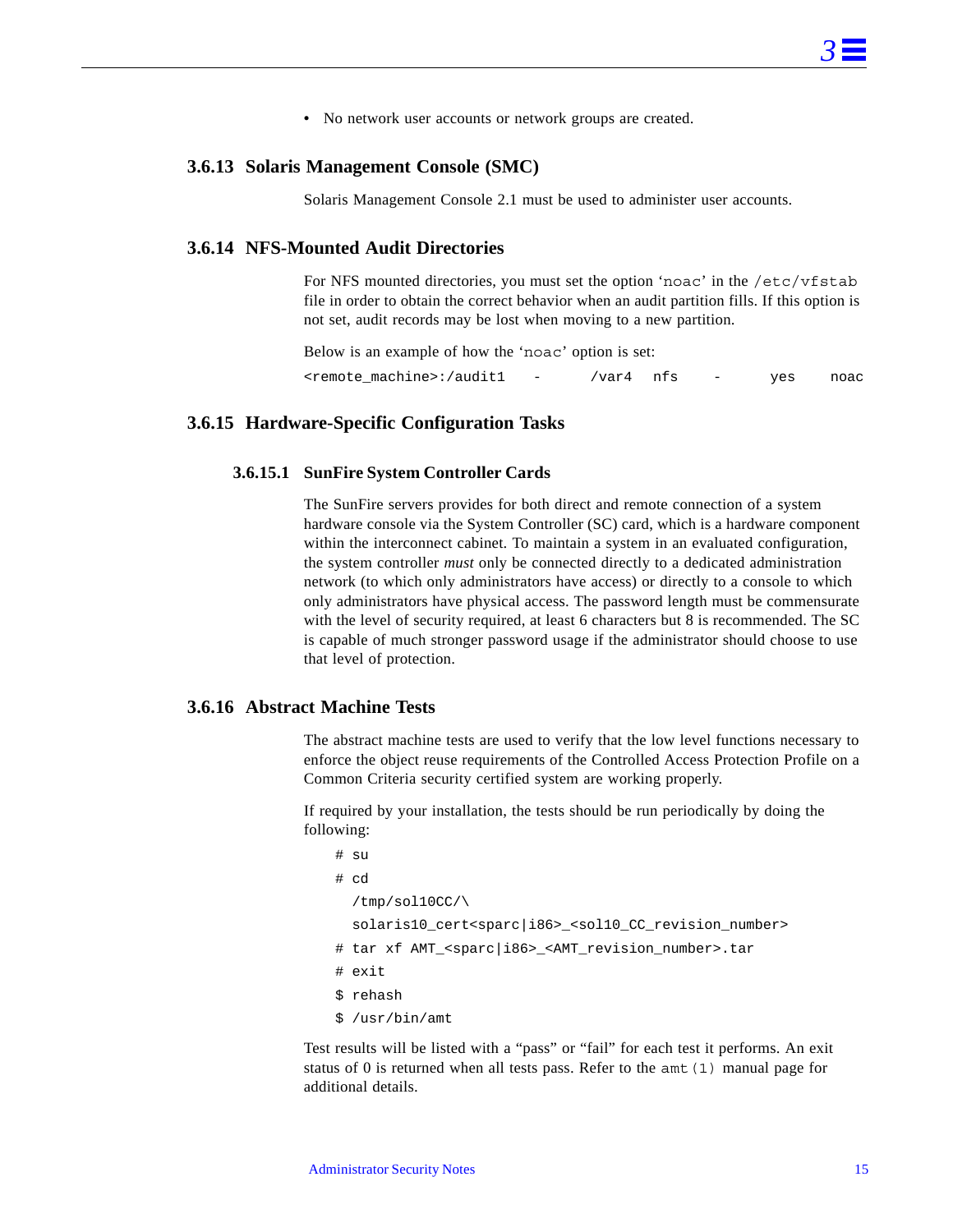- No network user accounts or network groups are created.

### 3.6.13 Solaris Management Console (SMC)

Solaris Management Console 2.1 must be used to administer user accounts.

### 3.6.14 NFS-Mounted Audit Directories

For NFS mounted directories, you must set the option ‘`noac`’ in the `/etc/vfstab` file in order to obtain the correct behavior when an audit partition fills. If this option is not set, audit records may be lost when moving to a new partition.

Below is an example of how the ‘`noac`’ option is set:

```
<remote_machine>:/audit1    -      /var4   nfs     -      yes    noac
```

### 3.6.15 Hardware-Specific Configuration Tasks

#### 3.6.15.1 SunFire System Controller Cards

The SunFire servers provides for both direct and remote connection of a system hardware console via the System Controller (SC) card, which is a hardware component within the interconnect cabinet. To maintain a system in an evaluated configuration, the system controller *must* only be connected directly to a dedicated administration network (to which only administrators have access) or directly to a console to which only administrators have physical access. The password length must be commensurate with the level of security required, at least 6 characters but 8 is recommended. The SC is capable of much stronger password usage if the administrator should choose to use that level of protection.

### 3.6.16 Abstract Machine Tests

The abstract machine tests are used to verify that the low level functions necessary to enforce the object reuse requirements of the Controlled Access Protection Profile on a Common Criteria security certified system are working properly.

If required by your installation, the tests should be run periodically by doing the following:

```
# su
# cd
  /tmp/sol10CC/\
  solaris10_cert<sparc|i86>_<sol10_CC_revision_number>
# tar xf AMT_<sparc|i86>_<AMT_revision_number>.tar
# exit
$ rehash
$ /usr/bin/amt
```

Test results will be listed with a “pass” or “fail” for each test it performs. An exit status of 0 is returned when all tests pass. Refer to the `amt(1)` manual page for additional details.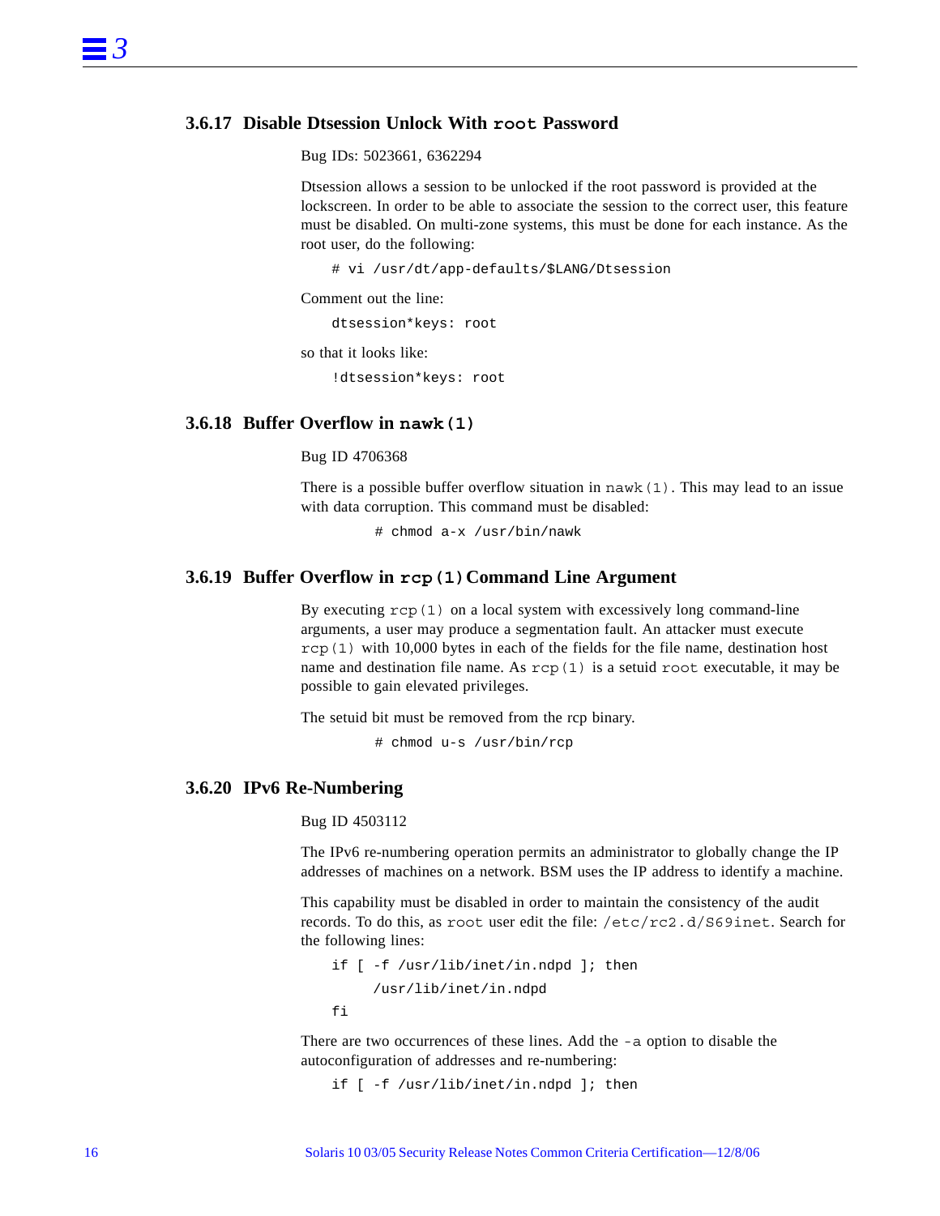### 3.6.17 Disable Dtsession Unlock With `root` Password

Bug IDs: 5023661, 6362294

Dtsession allows a session to be unlocked if the root password is provided at the lockscreen. In order to be able to associate the session to the correct user, this feature must be disabled. On multi-zone systems, this must be done for each instance. As the root user, do the following:

```
# vi /usr/dt/app-defaults/$LANG/Dtsession
```

Comment out the line:

```
dtsession*keys: root
```

so that it looks like:

```
!dtsession*keys: root
```

### 3.6.18 Buffer Overflow in `nawk(1)`

Bug ID 4706368

There is a possible buffer overflow situation in `nawk(1)`. This may lead to an issue with data corruption. This command must be disabled:

```
# chmod a-x /usr/bin/nawk
```

### 3.6.19 Buffer Overflow in `rcp(1)` Command Line Argument

By executing `rcp(1)` on a local system with excessively long command-line arguments, a user may produce a segmentation fault. An attacker must execute `rcp(1)` with 10,000 bytes in each of the fields for the file name, destination host name and destination file name. As `rcp(1)` is a setuid `root` executable, it may be possible to gain elevated privileges.

The setuid bit must be removed from the rcp binary.

```
# chmod u-s /usr/bin/rcp
```

### 3.6.20 IPv6 Re-Numbering

Bug ID 4503112

The IPv6 re-numbering operation permits an administrator to globally change the IP addresses of machines on a network. BSM uses the IP address to identify a machine.

This capability must be disabled in order to maintain the consistency of the audit records. To do this, as `root` user edit the file: `/etc/rc2.d/S69inet`. Search for the following lines:

```
if [ -f /usr/lib/inet/in.ndpd ]; then
     /usr/lib/inet/in.ndpd
fi
```

There are two occurrences of these lines. Add the `-a` option to disable the autoconfiguration of addresses and re-numbering:

```
if [ -f /usr/lib/inet/in.ndpd ]; then
```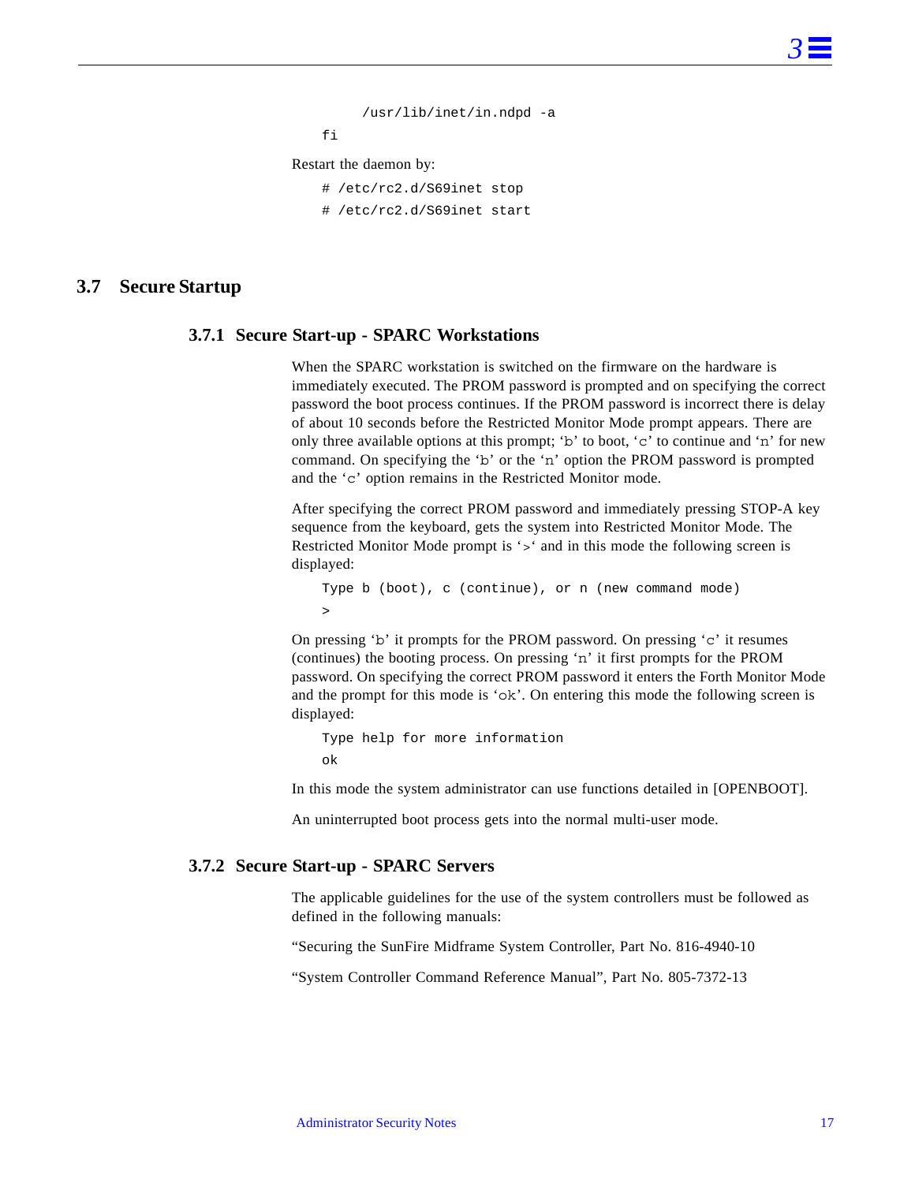```
        /usr/lib/inet/in.ndpd -a
    fi
```

Restart the daemon by:

```
# /etc/rc2.d/S69inet stop
# /etc/rc2.d/S69inet start
```

## 3.7 Secure Startup

### 3.7.1 Secure Start-up - SPARC Workstations

When the SPARC workstation is switched on the firmware on the hardware is immediately executed. The PROM password is prompted and on specifying the correct password the boot process continues. If the PROM password is incorrect there is delay of about 10 seconds before the Restricted Monitor Mode prompt appears. There are only three available options at this prompt; 'b' to boot, 'c' to continue and 'n' for new command. On specifying the 'b' or the 'n' option the PROM password is prompted and the 'c' option remains in the Restricted Monitor mode.

After specifying the correct PROM password and immediately pressing STOP-A key sequence from the keyboard, gets the system into Restricted Monitor Mode. The Restricted Monitor Mode prompt is '>' and in this mode the following screen is displayed:

```
Type b (boot), c (continue), or n (new command mode)
>
```

On pressing 'b' it prompts for the PROM password. On pressing 'c' it resumes (continues) the booting process. On pressing 'n' it first prompts for the PROM password. On specifying the correct PROM password it enters the Forth Monitor Mode and the prompt for this mode is 'ok'. On entering this mode the following screen is displayed:

```
Type help for more information
ok
```

In this mode the system administrator can use functions detailed in [OPENBOOT].

An uninterrupted boot process gets into the normal multi-user mode.

### 3.7.2 Secure Start-up - SPARC Servers

The applicable guidelines for the use of the system controllers must be followed as defined in the following manuals:

"Securing the SunFire Midframe System Controller, Part No. 816-4940-10

"System Controller Command Reference Manual", Part No. 805-7372-13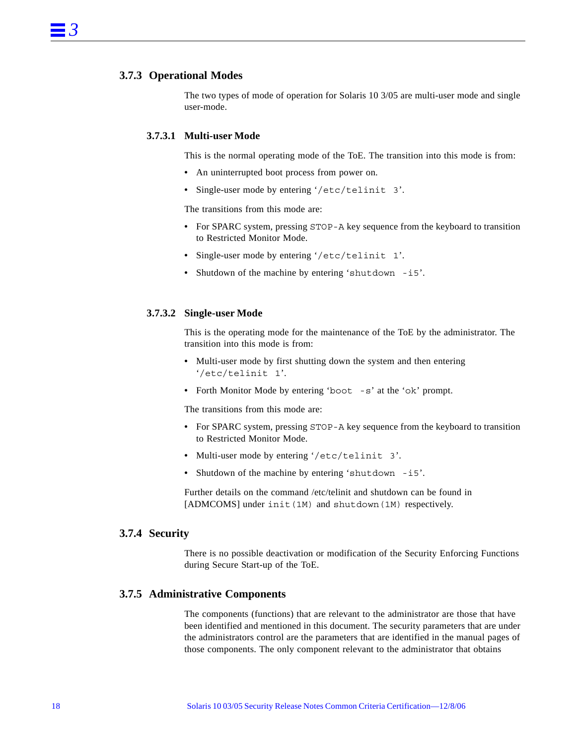### 3.7.3 Operational Modes

The two types of mode of operation for Solaris 10 3/05 are multi-user mode and single user-mode.

#### 3.7.3.1 Multi-user Mode

This is the normal operating mode of the ToE. The transition into this mode is from:

- An uninterrupted boot process from power on.
- Single-user mode by entering '`/etc/telinit 3`'.

The transitions from this mode are:

- For SPARC system, pressing `STOP-A` key sequence from the keyboard to transition to Restricted Monitor Mode.
- Single-user mode by entering '`/etc/telinit 1`'.
- Shutdown of the machine by entering '`shutdown -i5`'.

#### 3.7.3.2 Single-user Mode

This is the operating mode for the maintenance of the ToE by the administrator. The transition into this mode is from:

- Multi-user mode by first shutting down the system and then entering '`/etc/telinit 1`'.
- Forth Monitor Mode by entering '`boot -s`' at the '`ok`' prompt.

The transitions from this mode are:

- For SPARC system, pressing `STOP-A` key sequence from the keyboard to transition to Restricted Monitor Mode.
- Multi-user mode by entering '`/etc/telinit 3`'.
- Shutdown of the machine by entering '`shutdown -i5`'.

Further details on the command /etc/telinit and shutdown can be found in [ADMCOMS] under `init(1M)` and `shutdown(1M)` respectively.

### 3.7.4 Security

There is no possible deactivation or modification of the Security Enforcing Functions during Secure Start-up of the ToE.

### 3.7.5 Administrative Components

The components (functions) that are relevant to the administrator are those that have been identified and mentioned in this document. The security parameters that are under the administrators control are the parameters that are identified in the manual pages of those components. The only component relevant to the administrator that obtains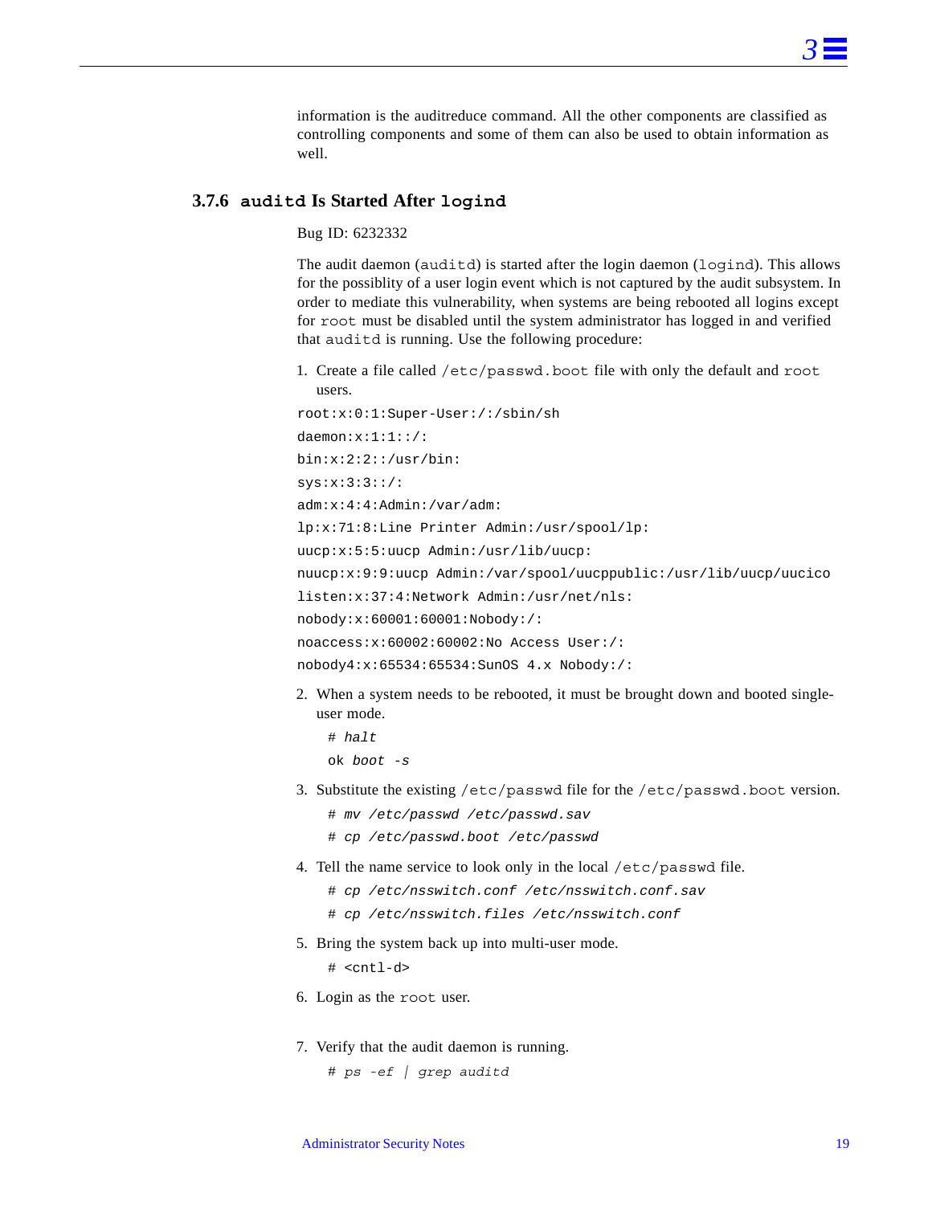information is the auditreduce command. All the other components are classified as controlling components and some of them can also be used to obtain information as well.

### 3.7.6 `auditd` Is Started After `logind`

Bug ID: 6232332

The audit daemon (`auditd`) is started after the login daemon (`logind`). This allows for the possiblity of a user login event which is not captured by the audit subsystem. In order to mediate this vulnerability, when systems are being rebooted all logins except for `root` must be disabled until the system administrator has logged in and verified that `auditd` is running. Use the following procedure:

1. Create a file called `/etc/passwd.boot` file with only the default and `root` users.

```
root:x:0:1:Super-User:/:/sbin/sh
daemon:x:1:1::/:
bin:x:2:2::/usr/bin:
sys:x:3:3::/:
adm:x:4:4:Admin:/var/adm:
lp:x:71:8:Line Printer Admin:/usr/spool/lp:
uucp:x:5:5:uucp Admin:/usr/lib/uucp:
nuucp:x:9:9:uucp Admin:/var/spool/uucppublic:/usr/lib/uucp/uucico
listen:x:37:4:Network Admin:/usr/net/nls:
nobody:x:60001:60001:Nobody:/:
noaccess:x:60002:60002:No Access User:/:
nobody4:x:65534:65534:SunOS 4.x Nobody:/:
```

2. When a system needs to be rebooted, it must be brought down and booted single-user mode.

```
# halt
ok boot -s
```

3. Substitute the existing `/etc/passwd` file for the `/etc/passwd.boot` version.

```
# mv /etc/passwd /etc/passwd.sav
# cp /etc/passwd.boot /etc/passwd
```

4. Tell the name service to look only in the local `/etc/passwd` file.

```
# cp /etc/nsswitch.conf /etc/nsswitch.conf.sav
# cp /etc/nsswitch.files /etc/nsswitch.conf
```

5. Bring the system back up into multi-user mode.

```
# <cntl-d>
```

6. Login as the `root` user.

7. Verify that the audit daemon is running.

```
# ps -ef | grep auditd
```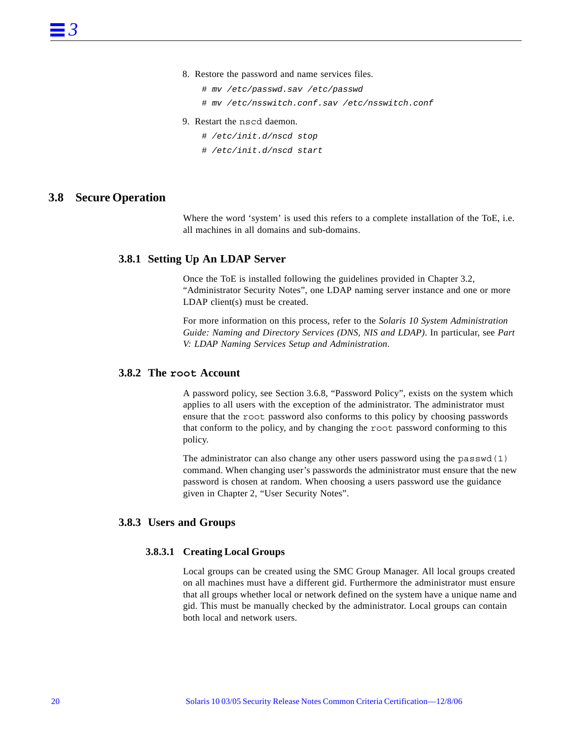8. Restore the password and name services files.

```
# mv /etc/passwd.sav /etc/passwd
# mv /etc/nsswitch.conf.sav /etc/nsswitch.conf
```

9. Restart the `nscd` daemon.

```
# /etc/init.d/nscd stop
# /etc/init.d/nscd start
```

## 3.8 Secure Operation

Where the word 'system' is used this refers to a complete installation of the ToE, i.e. all machines in all domains and sub-domains.

### 3.8.1 Setting Up An LDAP Server

Once the ToE is installed following the guidelines provided in Chapter 3.2, "Administrator Security Notes", one LDAP naming server instance and one or more LDAP client(s) must be created.

For more information on this process, refer to the *Solaris 10 System Administration Guide: Naming and Directory Services (DNS, NIS and LDAP)*. In particular, see *Part V: LDAP Naming Services Setup and Administration*.

### 3.8.2 The `root` Account

A password policy, see Section 3.6.8, "Password Policy", exists on the system which applies to all users with the exception of the administrator. The administrator must ensure that the `root` password also conforms to this policy by choosing passwords that conform to the policy, and by changing the `root` password conforming to this policy.

The administrator can also change any other users password using the `passwd(1)` command. When changing user's passwords the administrator must ensure that the new password is chosen at random. When choosing a users password use the guidance given in Chapter 2, "User Security Notes".

### 3.8.3 Users and Groups

#### 3.8.3.1 Creating Local Groups

Local groups can be created using the SMC Group Manager. All local groups created on all machines must have a different gid. Furthermore the administrator must ensure that all groups whether local or network defined on the system have a unique name and gid. This must be manually checked by the administrator. Local groups can contain both local and network users.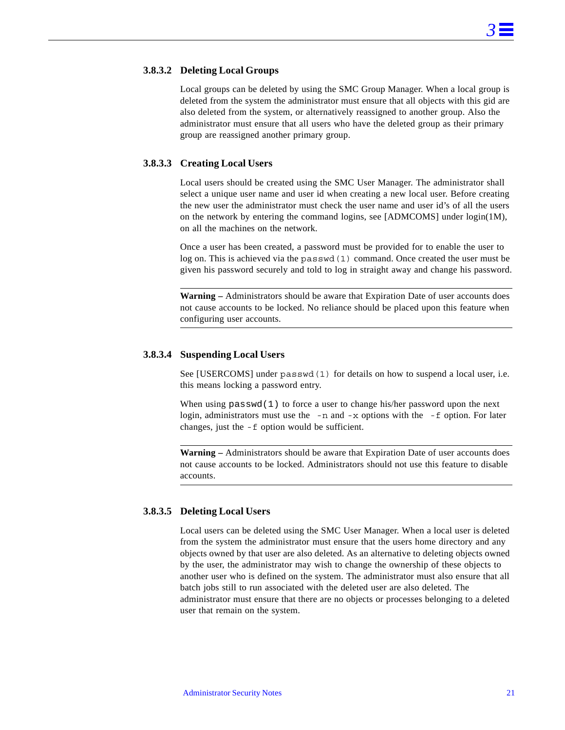#### 3.8.3.2 Deleting Local Groups

Local groups can be deleted by using the SMC Group Manager. When a local group is deleted from the system the administrator must ensure that all objects with this gid are also deleted from the system, or alternatively reassigned to another group. Also the administrator must ensure that all users who have the deleted group as their primary group are reassigned another primary group.

#### 3.8.3.3 Creating Local Users

Local users should be created using the SMC User Manager. The administrator shall select a unique user name and user id when creating a new local user. Before creating the new user the administrator must check the user name and user id's of all the users on the network by entering the command logins, see [ADMCOMS] under login(1M), on all the machines on the network.

Once a user has been created, a password must be provided for to enable the user to log on. This is achieved via the `passwd(1)` command. Once created the user must be given his password securely and told to log in straight away and change his password.

---

**Warning –** Administrators should be aware that Expiration Date of user accounts does not cause accounts to be locked. No reliance should be placed upon this feature when configuring user accounts.

---

#### 3.8.3.4 Suspending Local Users

See [USERCOMS] under `passwd(1)` for details on how to suspend a local user, i.e. this means locking a password entry.

When using `passwd(1)` to force a user to change his/her password upon the next login, administrators must use the `-n` and `-x` options with the `-f` option. For later changes, just the `-f` option would be sufficient.

---

**Warning –** Administrators should be aware that Expiration Date of user accounts does not cause accounts to be locked. Administrators should not use this feature to disable accounts.

---

#### 3.8.3.5 Deleting Local Users

Local users can be deleted using the SMC User Manager. When a local user is deleted from the system the administrator must ensure that the users home directory and any objects owned by that user are also deleted. As an alternative to deleting objects owned by the user, the administrator may wish to change the ownership of these objects to another user who is defined on the system. The administrator must also ensure that all batch jobs still to run associated with the deleted user are also deleted. The administrator must ensure that there are no objects or processes belonging to a deleted user that remain on the system.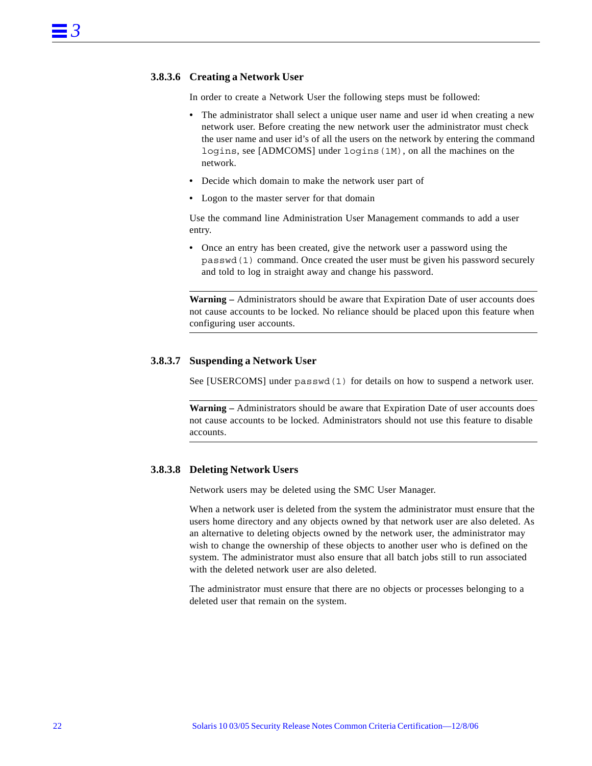### 3.8.3.6 Creating a Network User

In order to create a Network User the following steps must be followed:

- The administrator shall select a unique user name and user id when creating a new network user. Before creating the new network user the administrator must check the user name and user id's of all the users on the network by entering the command `logins`, see [ADMCOMS] under `logins(1M)`, on all the machines on the network.
- Decide which domain to make the network user part of
- Logon to the master server for that domain

Use the command line Administration User Management commands to add a user entry.

- Once an entry has been created, give the network user a password using the `passwd(1)` command. Once created the user must be given his password securely and told to log in straight away and change his password.

---

**Warning –** Administrators should be aware that Expiration Date of user accounts does not cause accounts to be locked. No reliance should be placed upon this feature when configuring user accounts.

---

### 3.8.3.7 Suspending a Network User

See [USERCOMS] under `passwd(1)` for details on how to suspend a network user.

---

**Warning –** Administrators should be aware that Expiration Date of user accounts does not cause accounts to be locked. Administrators should not use this feature to disable accounts.

---

### 3.8.3.8 Deleting Network Users

Network users may be deleted using the SMC User Manager.

When a network user is deleted from the system the administrator must ensure that the users home directory and any objects owned by that network user are also deleted. As an alternative to deleting objects owned by the network user, the administrator may wish to change the ownership of these objects to another user who is defined on the system. The administrator must also ensure that all batch jobs still to run associated with the deleted network user are also deleted.

The administrator must ensure that there are no objects or processes belonging to a deleted user that remain on the system.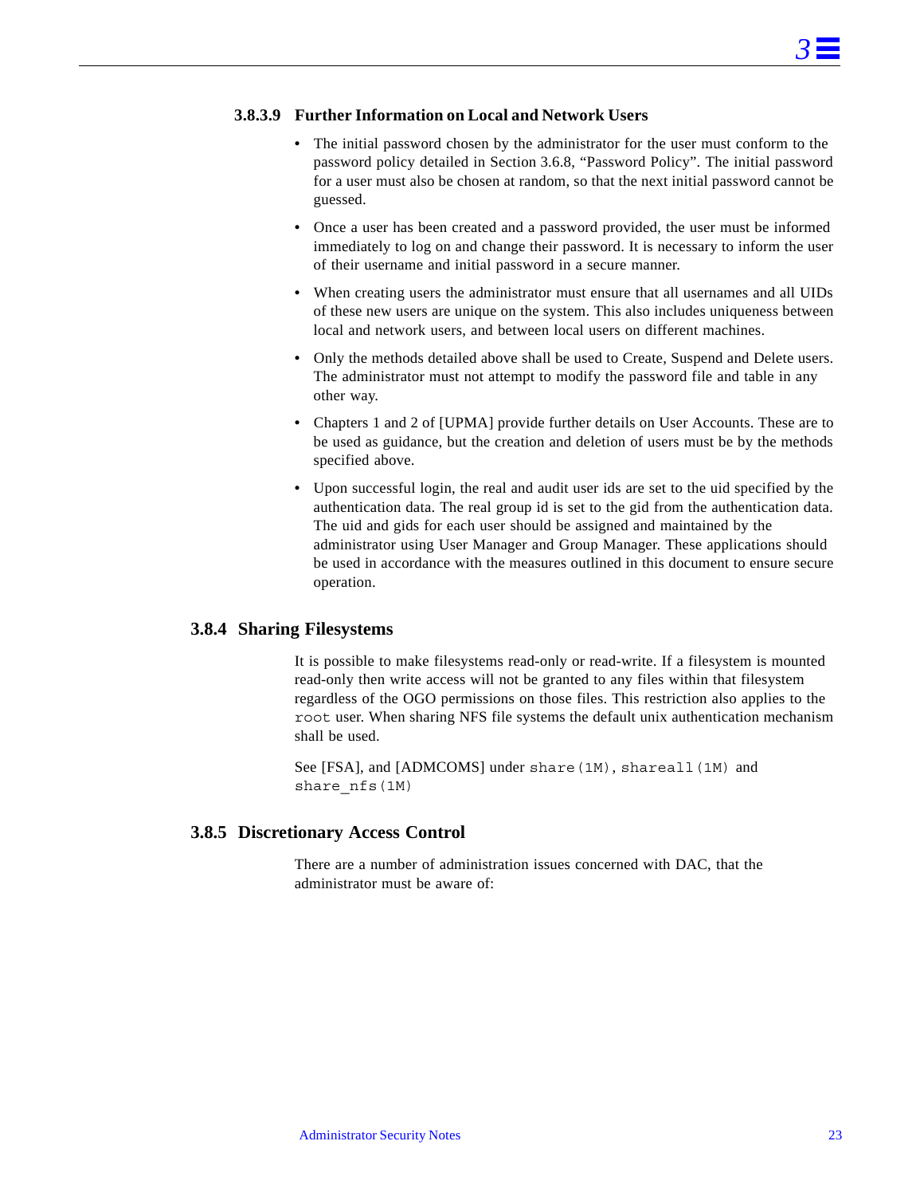#### 3.8.3.9 Further Information on Local and Network Users

- The initial password chosen by the administrator for the user must conform to the password policy detailed in Section 3.6.8, “Password Policy”. The initial password for a user must also be chosen at random, so that the next initial password cannot be guessed.
- Once a user has been created and a password provided, the user must be informed immediately to log on and change their password. It is necessary to inform the user of their username and initial password in a secure manner.
- When creating users the administrator must ensure that all usernames and all UIDs of these new users are unique on the system. This also includes uniqueness between local and network users, and between local users on different machines.
- Only the methods detailed above shall be used to Create, Suspend and Delete users. The administrator must not attempt to modify the password file and table in any other way.
- Chapters 1 and 2 of [UPMA] provide further details on User Accounts. These are to be used as guidance, but the creation and deletion of users must be by the methods specified above.
- Upon successful login, the real and audit user ids are set to the uid specified by the authentication data. The real group id is set to the gid from the authentication data. The uid and gids for each user should be assigned and maintained by the administrator using User Manager and Group Manager. These applications should be used in accordance with the measures outlined in this document to ensure secure operation.

### 3.8.4 Sharing Filesystems

It is possible to make filesystems read-only or read-write. If a filesystem is mounted read-only then write access will not be granted to any files within that filesystem regardless of the OGO permissions on those files. This restriction also applies to the `root` user. When sharing NFS file systems the default unix authentication mechanism shall be used.

See [FSA], and [ADMCOMS] under `share(1M)`, `shareall(1M)` and `share_nfs(1M)`

### 3.8.5 Discretionary Access Control

There are a number of administration issues concerned with DAC, that the administrator must be aware of: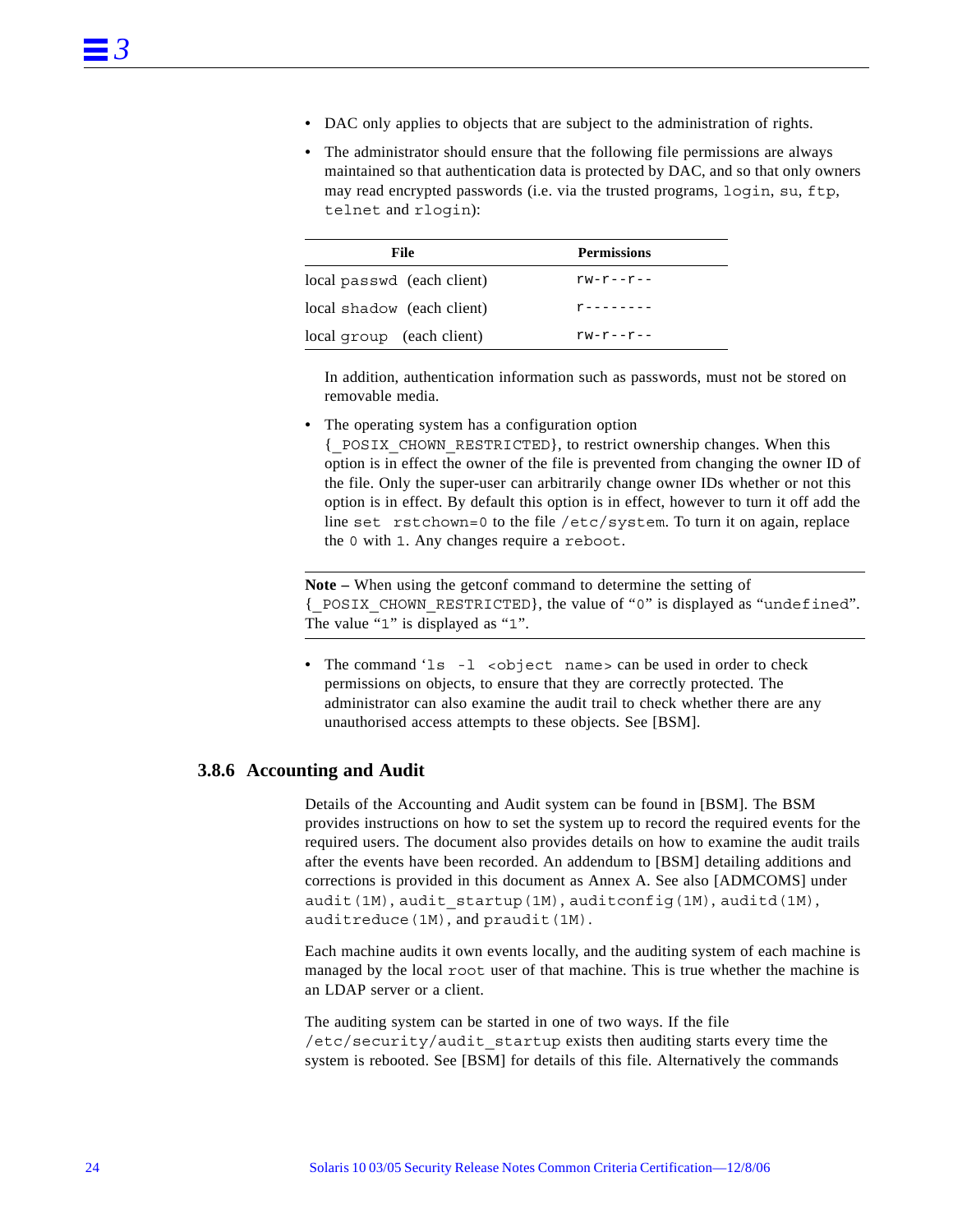- DAC only applies to objects that are subject to the administration of rights.
- The administrator should ensure that the following file permissions are always maintained so that authentication data is protected by DAC, and so that only owners may read encrypted passwords (i.e. via the trusted programs, `login`, `su`, `ftp`, `telnet` and `rlogin`):

| File | Permissions |
|---|---|
| local `passwd` (each client) | `rw-r--r--` |
| local `shadow` (each client) | `r--------` |
| local `group` (each client) | `rw-r--r--` |

  In addition, authentication information such as passwords, must not be stored on removable media.

- The operating system has a configuration option `{_POSIX_CHOWN_RESTRICTED}`, to restrict ownership changes. When this option is in effect the owner of the file is prevented from changing the owner ID of the file. Only the super-user can arbitrarily change owner IDs whether or not this option is in effect. By default this option is in effect, however to turn it off add the line `set rstchown=0` to the file `/etc/system`. To turn it on again, replace the `0` with `1`. Any changes require a `reboot`.

**Note –** When using the getconf command to determine the setting of `{_POSIX_CHOWN_RESTRICTED}`, the value of “`0`” is displayed as “`undefined`”. The value “`1`” is displayed as “`1`”.

- The command ‘`ls -l <object name>` can be used in order to check permissions on objects, to ensure that they are correctly protected. The administrator can also examine the audit trail to check whether there are any unauthorised access attempts to these objects. See [BSM].

### 3.8.6 Accounting and Audit

Details of the Accounting and Audit system can be found in [BSM]. The BSM provides instructions on how to set the system up to record the required events for the required users. The document also provides details on how to examine the audit trails after the events have been recorded. An addendum to [BSM] detailing additions and corrections is provided in this document as Annex A. See also [ADMCOMS] under `audit(1M)`, `audit_startup(1M)`, `auditconfig(1M)`, `auditd(1M)`, `auditreduce(1M)`, and `praudit(1M)`.

Each machine audits it own events locally, and the auditing system of each machine is managed by the local `root` user of that machine. This is true whether the machine is an LDAP server or a client.

The auditing system can be started in one of two ways. If the file `/etc/security/audit_startup` exists then auditing starts every time the system is rebooted. See [BSM] for details of this file. Alternatively the commands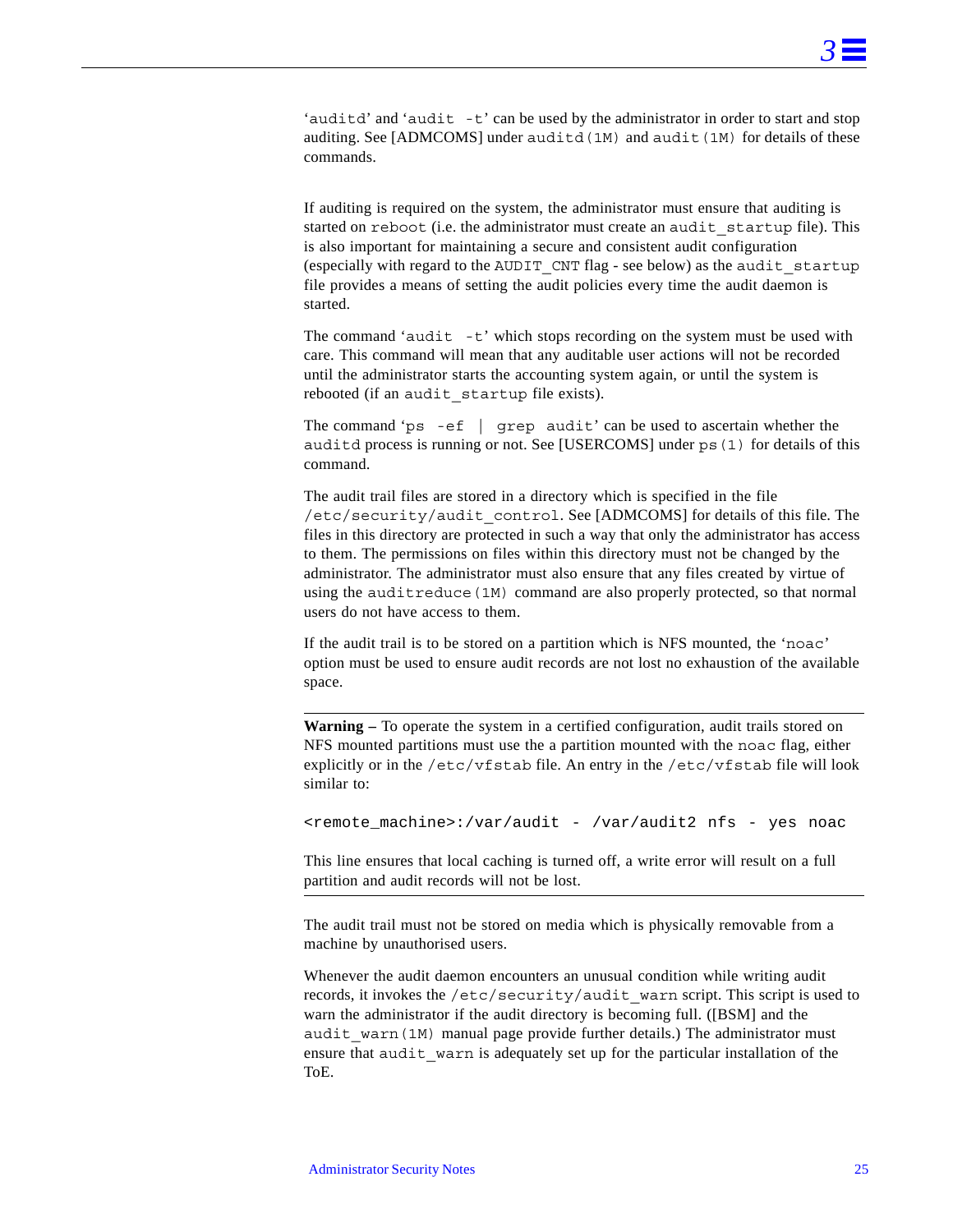'auditd' and 'audit -t' can be used by the administrator in order to start and stop auditing. See [ADMCOMS] under auditd(1M) and audit(1M) for details of these commands.

If auditing is required on the system, the administrator must ensure that auditing is started on reboot (i.e. the administrator must create an audit_startup file). This is also important for maintaining a secure and consistent audit configuration (especially with regard to the AUDIT_CNT flag - see below) as the audit_startup file provides a means of setting the audit policies every time the audit daemon is started.

The command 'audit -t' which stops recording on the system must be used with care. This command will mean that any auditable user actions will not be recorded until the administrator starts the accounting system again, or until the system is rebooted (if an audit_startup file exists).

The command 'ps -ef | grep audit' can be used to ascertain whether the auditd process is running or not. See [USERCOMS] under ps(1) for details of this command.

The audit trail files are stored in a directory which is specified in the file /etc/security/audit_control. See [ADMCOMS] for details of this file. The files in this directory are protected in such a way that only the administrator has access to them. The permissions on files within this directory must not be changed by the administrator. The administrator must also ensure that any files created by virtue of using the auditreduce(1M) command are also properly protected, so that normal users do not have access to them.

If the audit trail is to be stored on a partition which is NFS mounted, the 'noac' option must be used to ensure audit records are not lost no exhaustion of the available space.

---

**Warning –** To operate the system in a certified configuration, audit trails stored on NFS mounted partitions must use the a partition mounted with the noac flag, either explicitly or in the /etc/vfstab file. An entry in the /etc/vfstab file will look similar to:

```
<remote_machine>:/var/audit - /var/audit2 nfs - yes noac
```

This line ensures that local caching is turned off, a write error will result on a full partition and audit records will not be lost.

---

The audit trail must not be stored on media which is physically removable from a machine by unauthorised users.

Whenever the audit daemon encounters an unusual condition while writing audit records, it invokes the /etc/security/audit_warn script. This script is used to warn the administrator if the audit directory is becoming full. ([BSM] and the audit_warn(1M) manual page provide further details.) The administrator must ensure that audit_warn is adequately set up for the particular installation of the ToE.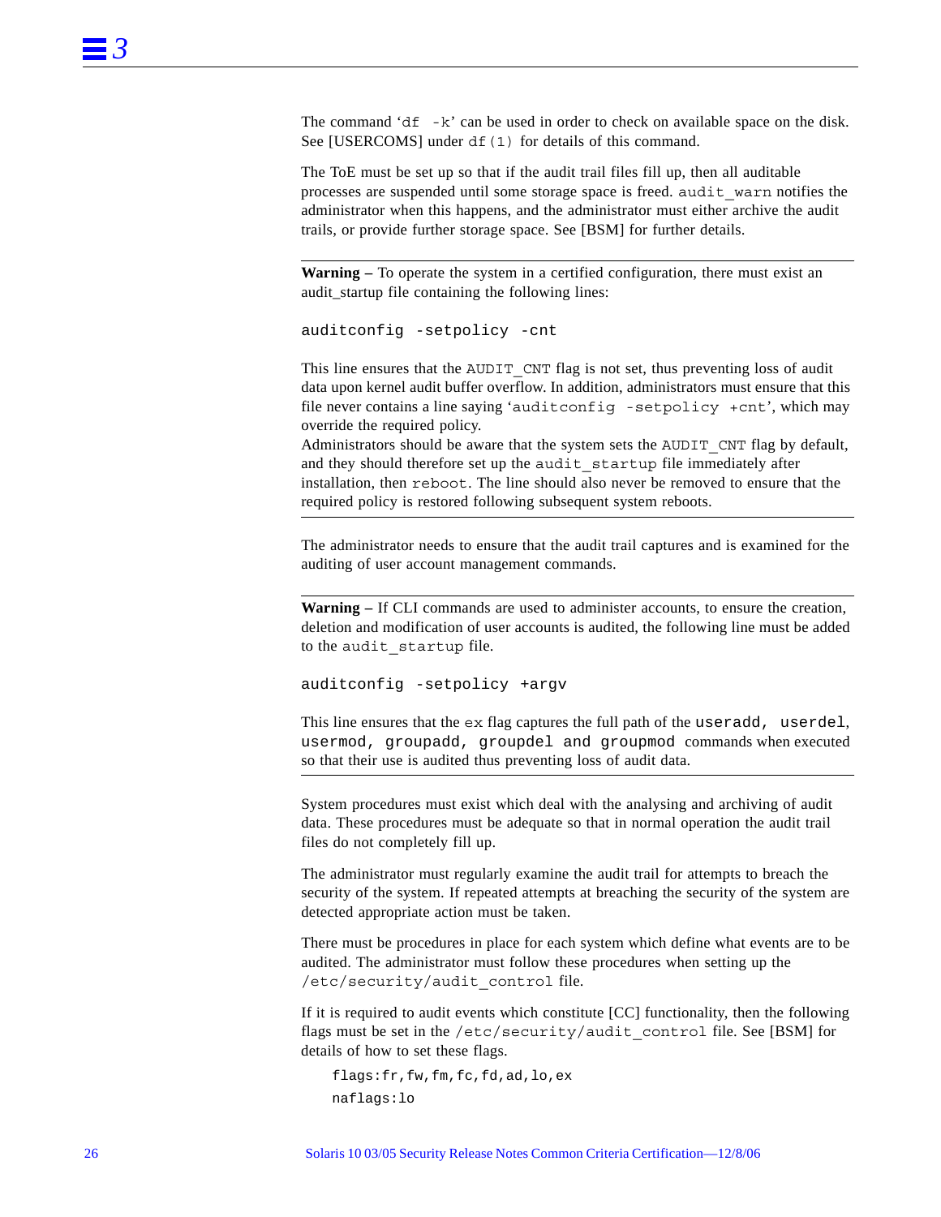The command ‘`df -k`’ can be used in order to check on available space on the disk. See [USERCOMS] under `df(1)` for details of this command.

The ToE must be set up so that if the audit trail files fill up, then all auditable processes are suspended until some storage space is freed. `audit_warn` notifies the administrator when this happens, and the administrator must either archive the audit trails, or provide further storage space. See [BSM] for further details.

---

**Warning –** To operate the system in a certified configuration, there must exist an audit_startup file containing the following lines:

```
auditconfig -setpolicy -cnt
```

This line ensures that the `AUDIT_CNT` flag is not set, thus preventing loss of audit data upon kernel audit buffer overflow. In addition, administrators must ensure that this file never contains a line saying ‘`auditconfig -setpolicy +cnt`’, which may override the required policy.
Administrators should be aware that the system sets the `AUDIT_CNT` flag by default, and they should therefore set up the `audit_startup` file immediately after installation, then `reboot`. The line should also never be removed to ensure that the required policy is restored following subsequent system reboots.

---

The administrator needs to ensure that the audit trail captures and is examined for the auditing of user account management commands.

---

**Warning –** If CLI commands are used to administer accounts, to ensure the creation, deletion and modification of user accounts is audited, the following line must be added to the `audit_startup` file.

```
auditconfig -setpolicy +argv
```

This line ensures that the `ex` flag captures the full path of the `useradd, userdel, usermod, groupadd, groupdel and groupmod` commands when executed so that their use is audited thus preventing loss of audit data.

---

System procedures must exist which deal with the analysing and archiving of audit data. These procedures must be adequate so that in normal operation the audit trail files do not completely fill up.

The administrator must regularly examine the audit trail for attempts to breach the security of the system. If repeated attempts at breaching the security of the system are detected appropriate action must be taken.

There must be procedures in place for each system which define what events are to be audited. The administrator must follow these procedures when setting up the `/etc/security/audit_control` file.

If it is required to audit events which constitute [CC] functionality, then the following flags must be set in the `/etc/security/audit_control` file. See [BSM] for details of how to set these flags.

```
flags:fr,fw,fm,fc,fd,ad,lo,ex
naflags:lo
```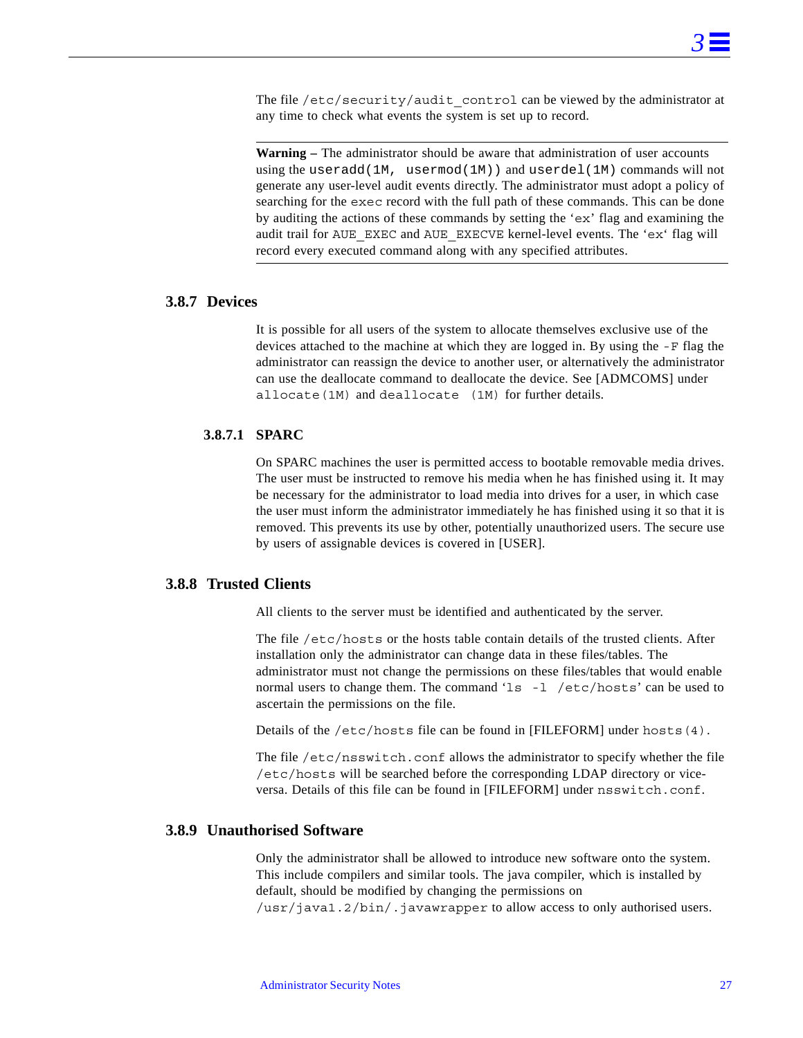The file `/etc/security/audit_control` can be viewed by the administrator at any time to check what events the system is set up to record.

---

**Warning –** The administrator should be aware that administration of user accounts using the `useradd(1M, usermod(1M))` and `userdel(1M)` commands will not generate any user-level audit events directly. The administrator must adopt a policy of searching for the `exec` record with the full path of these commands. This can be done by auditing the actions of these commands by setting the '`ex`' flag and examining the audit trail for `AUE_EXEC` and `AUE_EXECVE` kernel-level events. The '`ex`' flag will record every executed command along with any specified attributes.

---

### 3.8.7 Devices

It is possible for all users of the system to allocate themselves exclusive use of the devices attached to the machine at which they are logged in. By using the `-F` flag the administrator can reassign the device to another user, or alternatively the administrator can use the deallocate command to deallocate the device. See [ADMCOMS] under `allocate(1M)` and `deallocate (1M)` for further details.

#### 3.8.7.1 SPARC

On SPARC machines the user is permitted access to bootable removable media drives. The user must be instructed to remove his media when he has finished using it. It may be necessary for the administrator to load media into drives for a user, in which case the user must inform the administrator immediately he has finished using it so that it is removed. This prevents its use by other, potentially unauthorized users. The secure use by users of assignable devices is covered in [USER].

### 3.8.8 Trusted Clients

All clients to the server must be identified and authenticated by the server.

The file `/etc/hosts` or the hosts table contain details of the trusted clients. After installation only the administrator can change data in these files/tables. The administrator must not change the permissions on these files/tables that would enable normal users to change them. The command '`ls -l /etc/hosts`' can be used to ascertain the permissions on the file.

Details of the `/etc/hosts` file can be found in [FILEFORM] under `hosts(4)`.

The file `/etc/nsswitch.conf` allows the administrator to specify whether the file `/etc/hosts` will be searched before the corresponding LDAP directory or vice-versa. Details of this file can be found in [FILEFORM] under `nsswitch.conf`.

### 3.8.9 Unauthorised Software

Only the administrator shall be allowed to introduce new software onto the system. This include compilers and similar tools. The java compiler, which is installed by default, should be modified by changing the permissions on `/usr/java1.2/bin/.javawrapper` to allow access to only authorised users.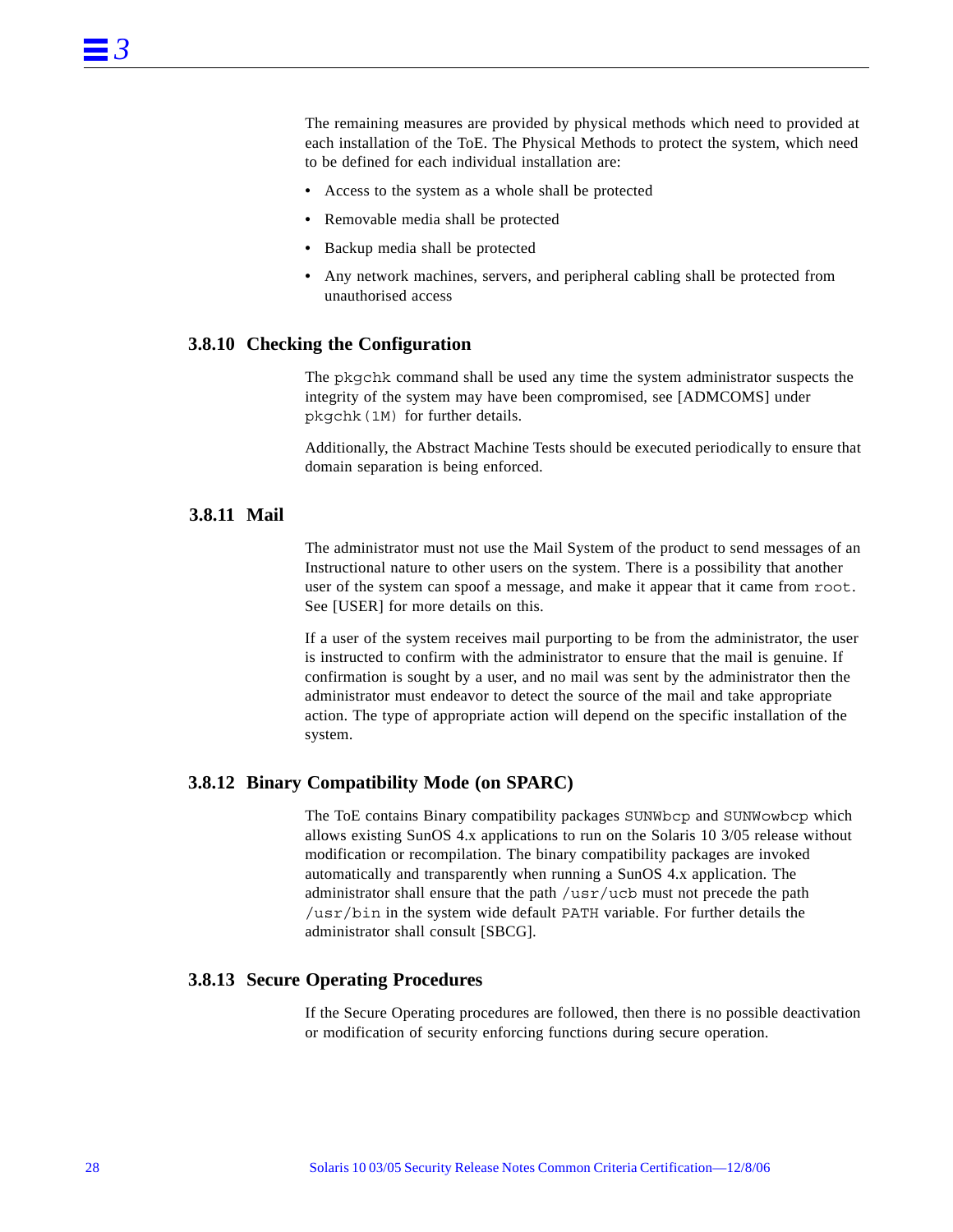The remaining measures are provided by physical methods which need to provided at each installation of the ToE. The Physical Methods to protect the system, which need to be defined for each individual installation are:

- Access to the system as a whole shall be protected
- Removable media shall be protected
- Backup media shall be protected
- Any network machines, servers, and peripheral cabling shall be protected from unauthorised access

### 3.8.10 Checking the Configuration

The `pkgchk` command shall be used any time the system administrator suspects the integrity of the system may have been compromised, see [ADMCOMS] under `pkgchk(1M)` for further details.

Additionally, the Abstract Machine Tests should be executed periodically to ensure that domain separation is being enforced.

### 3.8.11 Mail

The administrator must not use the Mail System of the product to send messages of an Instructional nature to other users on the system. There is a possibility that another user of the system can spoof a message, and make it appear that it came from `root`. See [USER] for more details on this.

If a user of the system receives mail purporting to be from the administrator, the user is instructed to confirm with the administrator to ensure that the mail is genuine. If confirmation is sought by a user, and no mail was sent by the administrator then the administrator must endeavor to detect the source of the mail and take appropriate action. The type of appropriate action will depend on the specific installation of the system.

### 3.8.12 Binary Compatibility Mode (on SPARC)

The ToE contains Binary compatibility packages `SUNWbcp` and `SUNWowbcp` which allows existing SunOS 4.x applications to run on the Solaris 10 3/05 release without modification or recompilation. The binary compatibility packages are invoked automatically and transparently when running a SunOS 4.x application. The administrator shall ensure that the path `/usr/ucb` must not precede the path `/usr/bin` in the system wide default `PATH` variable. For further details the administrator shall consult [SBCG].

### 3.8.13 Secure Operating Procedures

If the Secure Operating procedures are followed, then there is no possible deactivation or modification of security enforcing functions during secure operation.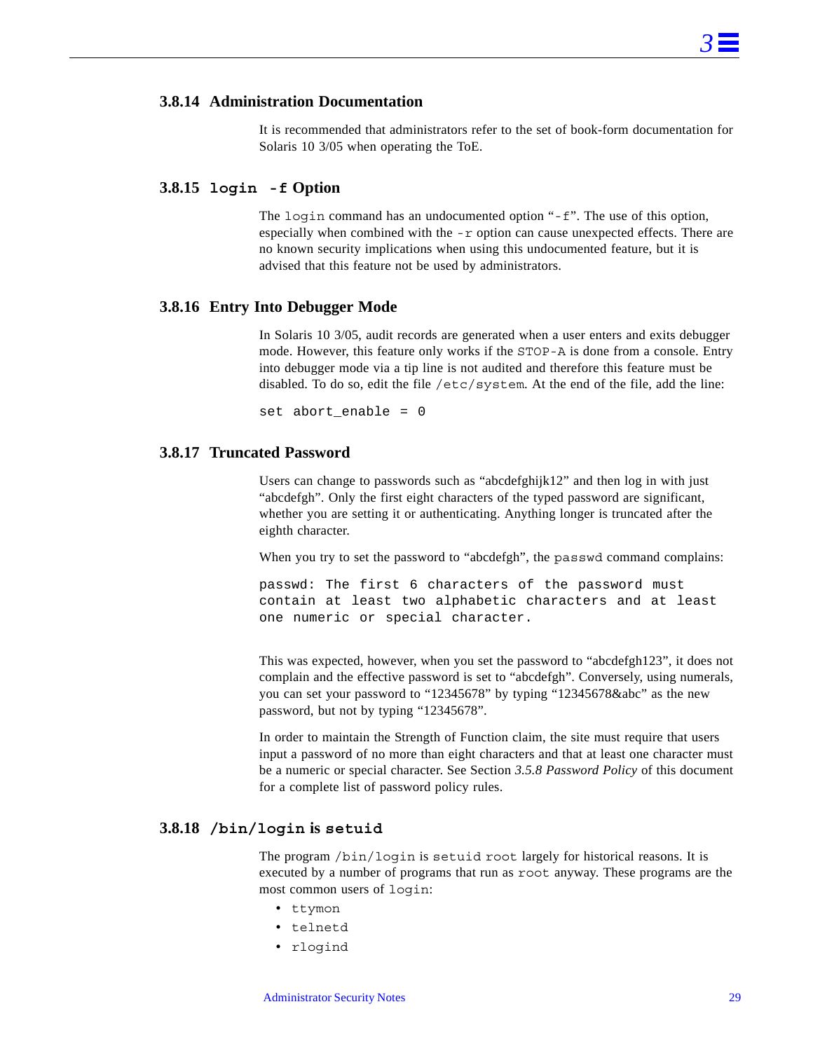### 3.8.14 Administration Documentation

It is recommended that administrators refer to the set of book-form documentation for Solaris 10 3/05 when operating the ToE.

### 3.8.15 `login -f` Option

The `login` command has an undocumented option "`-f`". The use of this option, especially when combined with the `-r` option can cause unexpected effects. There are no known security implications when using this undocumented feature, but it is advised that this feature not be used by administrators.

### 3.8.16 Entry Into Debugger Mode

In Solaris 10 3/05, audit records are generated when a user enters and exits debugger mode. However, this feature only works if the `STOP-A` is done from a console. Entry into debugger mode via a tip line is not audited and therefore this feature must be disabled. To do so, edit the file `/etc/system`. At the end of the file, add the line:

```
set abort_enable = 0
```

### 3.8.17 Truncated Password

Users can change to passwords such as "abcdefghijk12" and then log in with just "abcdefgh". Only the first eight characters of the typed password are significant, whether you are setting it or authenticating. Anything longer is truncated after the eighth character.

When you try to set the password to "abcdefgh", the `passwd` command complains:

```
passwd: The first 6 characters of the password must
contain at least two alphabetic characters and at least
one numeric or special character.
```

This was expected, however, when you set the password to "abcdefgh123", it does not complain and the effective password is set to "abcdefgh". Conversely, using numerals, you can set your password to "12345678" by typing "12345678&abc" as the new password, but not by typing "12345678".

In order to maintain the Strength of Function claim, the site must require that users input a password of no more than eight characters and that at least one character must be a numeric or special character. See Section *3.5.8 Password Policy* of this document for a complete list of password policy rules.

### 3.8.18 `/bin/login` is `setuid`

The program `/bin/login` is `setuid root` largely for historical reasons. It is executed by a number of programs that run as `root` anyway. These programs are the most common users of `login`:

- `ttymon`
- `telnetd`
- `rlogind`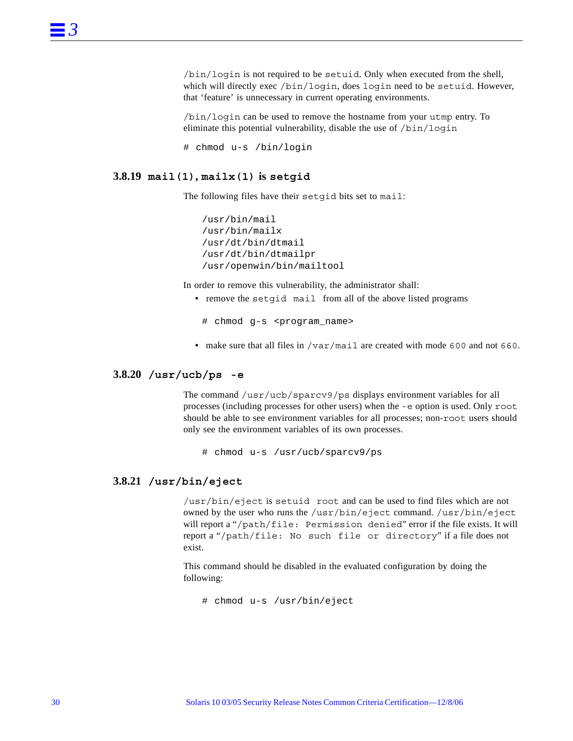/bin/login is not required to be setuid. Only when executed from the shell, which will directly exec /bin/login, does login need to be setuid. However, that 'feature' is unnecessary in current operating environments.

/bin/login can be used to remove the hostname from your utmp entry. To eliminate this potential vulnerability, disable the use of /bin/login

```
# chmod u-s /bin/login
```

### 3.8.19 mail(1), mailx(1) is setgid

The following files have their setgid bits set to mail:

```
/usr/bin/mail
/usr/bin/mailx
/usr/dt/bin/dtmail
/usr/dt/bin/dtmailpr
/usr/openwin/bin/mailtool
```

In order to remove this vulnerability, the administrator shall:

- remove the setgid mail from all of the above listed programs

```
# chmod g-s <program_name>
```

- make sure that all files in /var/mail are created with mode 600 and not 660.

### 3.8.20 /usr/ucb/ps -e

The command /usr/ucb/sparcv9/ps displays environment variables for all processes (including processes for other users) when the -e option is used. Only root should be able to see environment variables for all processes; non-root users should only see the environment variables of its own processes.

```
# chmod u-s /usr/ucb/sparcv9/ps
```

### 3.8.21 /usr/bin/eject

/usr/bin/eject is setuid root and can be used to find files which are not owned by the user who runs the /usr/bin/eject command. /usr/bin/eject will report a "/path/file: Permission denied" error if the file exists. It will report a "/path/file: No such file or directory" if a file does not exist.

This command should be disabled in the evaluated configuration by doing the following:

```
# chmod u-s /usr/bin/eject
```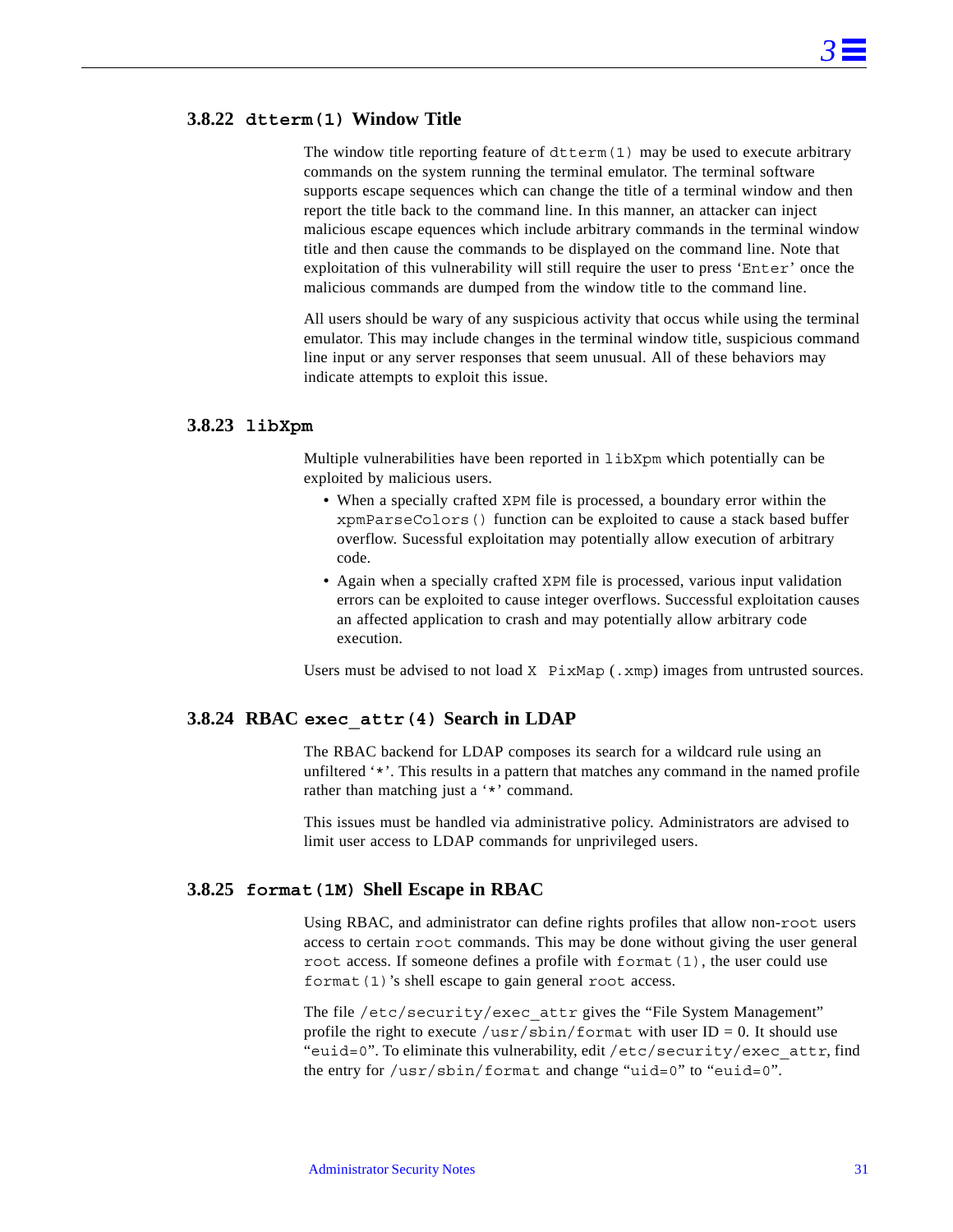### 3.8.22 `dtterm(1)` Window Title

The window title reporting feature of `dtterm(1)` may be used to execute arbitrary commands on the system running the terminal emulator. The terminal software supports escape sequences which can change the title of a terminal window and then report the title back to the command line. In this manner, an attacker can inject malicious escape equences which include arbitrary commands in the terminal window title and then cause the commands to be displayed on the command line. Note that exploitation of this vulnerability will still require the user to press '`Enter`' once the malicious commands are dumped from the window title to the command line.

All users should be wary of any suspicious activity that occus while using the terminal emulator. This may include changes in the terminal window title, suspicious command line input or any server responses that seem unusual. All of these behaviors may indicate attempts to exploit this issue.

### 3.8.23 `libXpm`

Multiple vulnerabilities have been reported in `libXpm` which potentially can be exploited by malicious users.

- When a specially crafted `XPM` file is processed, a boundary error within the `xpmParseColors()` function can be exploited to cause a stack based buffer overflow. Sucessful exploitation may potentially allow execution of arbitrary code.
- Again when a specially crafted `XPM` file is processed, various input validation errors can be exploited to cause integer overflows. Successful exploitation causes an affected application to crash and may potentially allow arbitrary code execution.

Users must be advised to not load `X PixMap` (`.xmp`) images from untrusted sources.

### 3.8.24 RBAC `exec_attr(4)` Search in LDAP

The RBAC backend for LDAP composes its search for a wildcard rule using an unfiltered '`*`'. This results in a pattern that matches any command in the named profile rather than matching just a '`*`' command.

This issues must be handled via administrative policy. Administrators are advised to limit user access to LDAP commands for unprivileged users.

### 3.8.25 `format(1M)` Shell Escape in RBAC

Using RBAC, and administrator can define rights profiles that allow non-`root` users access to certain `root` commands. This may be done without giving the user general `root` access. If someone defines a profile with `format(1)`, the user could use `format(1)`'s shell escape to gain general `root` access.

The file `/etc/security/exec_attr` gives the "File System Management" profile the right to execute `/usr/sbin/format` with user ID = 0. It should use "`euid=0`". To eliminate this vulnerability, edit `/etc/security/exec_attr`, find the entry for `/usr/sbin/format` and change "`uid=0`" to "`euid=0`".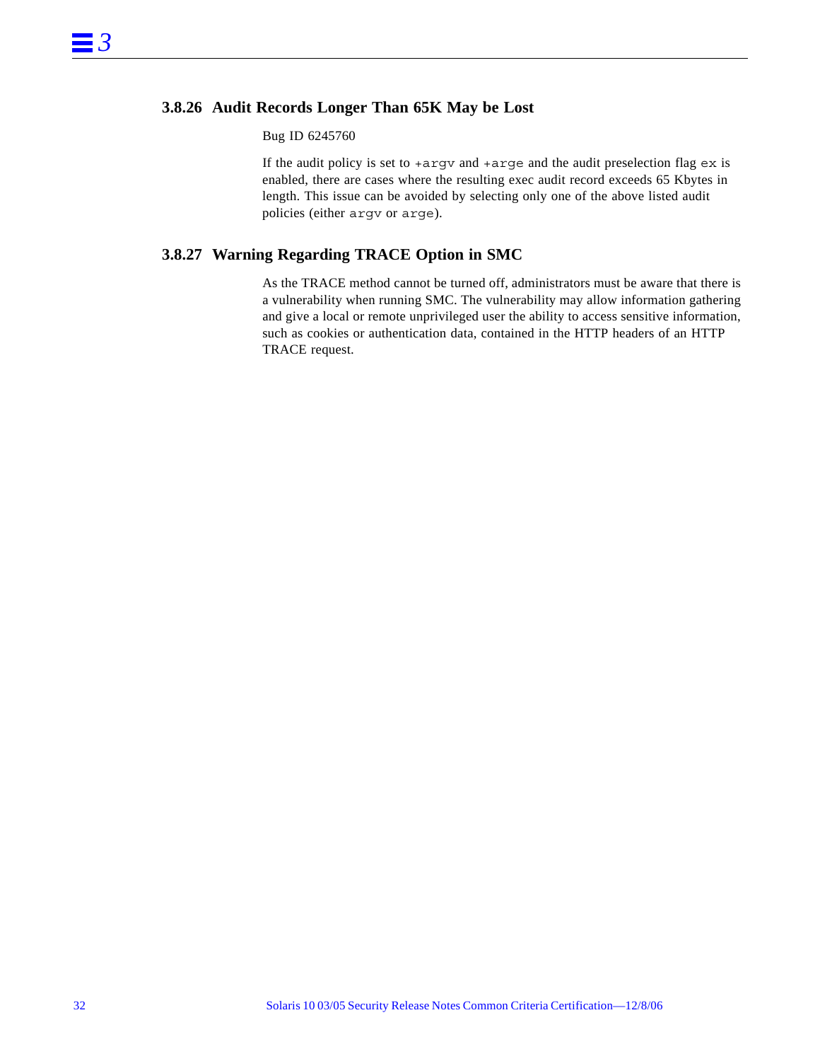### 3.8.26 Audit Records Longer Than 65K May be Lost

Bug ID 6245760

If the audit policy is set to `+argv` and `+arge` and the audit preselection flag `ex` is enabled, there are cases where the resulting exec audit record exceeds 65 Kbytes in length. This issue can be avoided by selecting only one of the above listed audit policies (either `argv` or `arge`).

### 3.8.27 Warning Regarding TRACE Option in SMC

As the TRACE method cannot be turned off, administrators must be aware that there is a vulnerability when running SMC. The vulnerability may allow information gathering and give a local or remote unprivileged user the ability to access sensitive information, such as cookies or authentication data, contained in the HTTP headers of an HTTP TRACE request.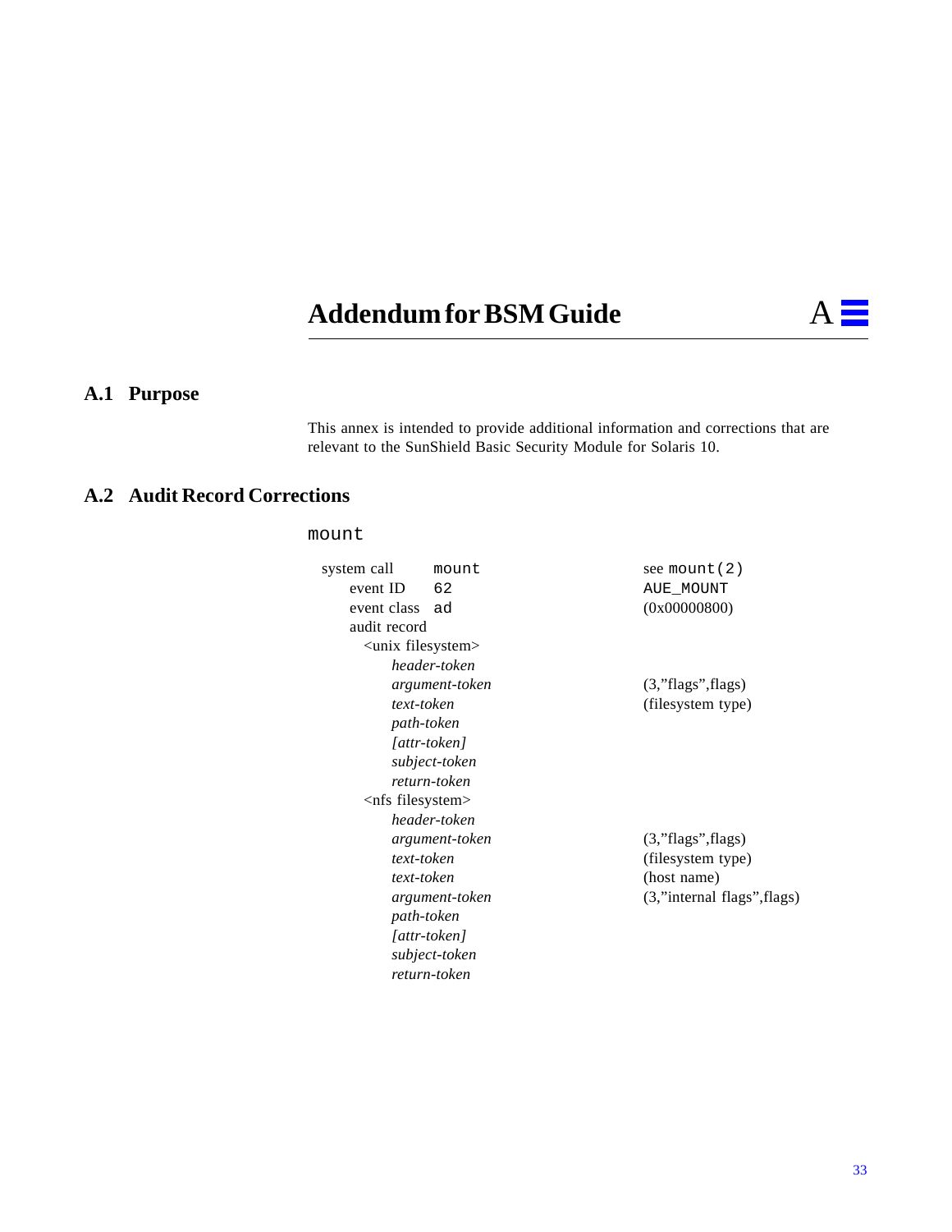# Addendum for BSM Guide

## A.1 Purpose

This annex is intended to provide additional information and corrections that are relevant to the SunShield Basic Security Module for Solaris 10.

## A.2 Audit Record Corrections

### `mount`

| | | |
|---|---|---|
| system call | `mount` | see `mount(2)` |
| event ID | `62` | `AUE_MOUNT` |
| event class | `ad` | (0x00000800) |
| audit record | | |
| <unix filesystem> | | |
| *header-token* | | |
| *argument-token* | | (3,"flags",flags) |
| *text-token* | | (filesystem type) |
| *path-token* | | |
| *[attr-token]* | | |
| *subject-token* | | |
| *return-token* | | |
| <nfs filesystem> | | |
| *header-token* | | |
| *argument-token* | | (3,"flags",flags) |
| *text-token* | | (filesystem type) |
| *text-token* | | (host name) |
| *argument-token* | | (3,"internal flags",flags) |
| *path-token* | | |
| *[attr-token]* | | |
| *subject-token* | | |
| *return-token* | | |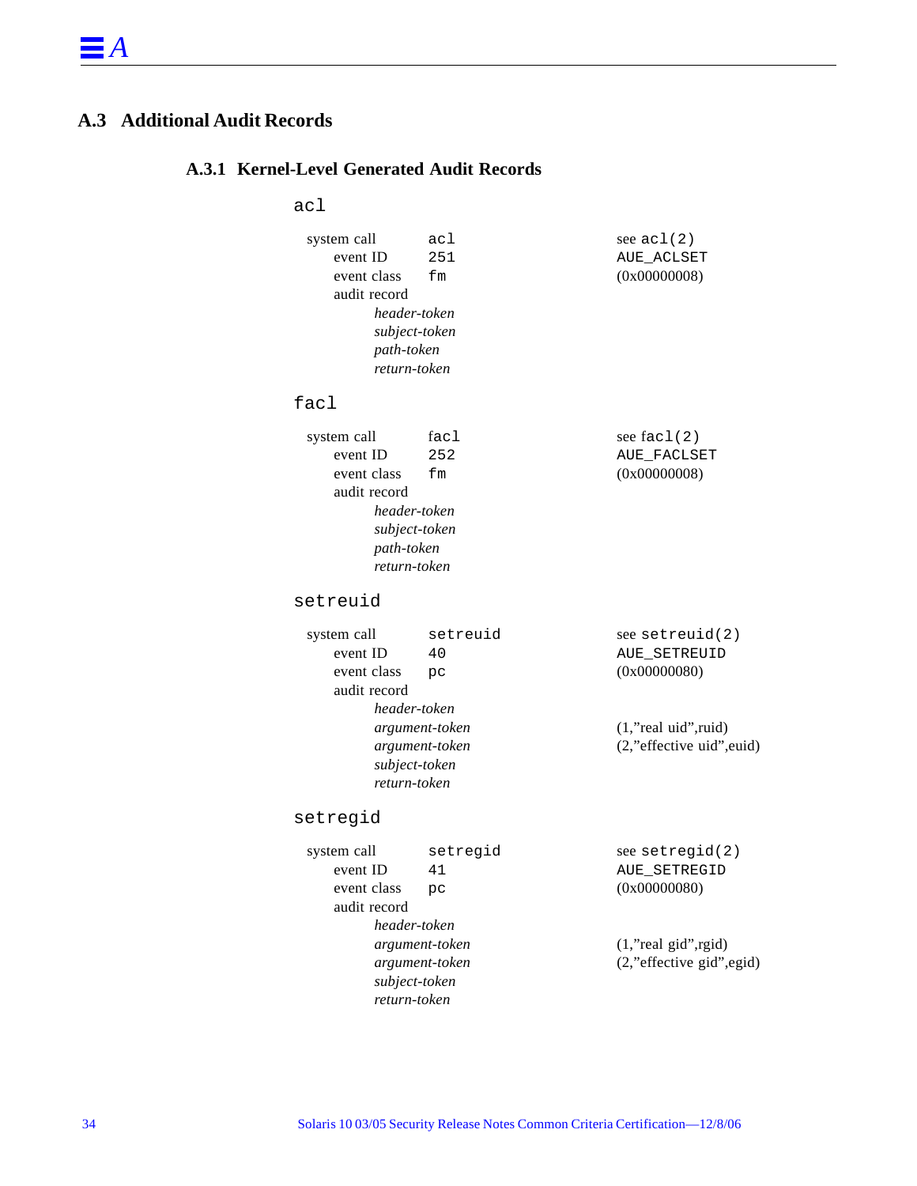## A.3 Additional Audit Records

### A.3.1 Kernel-Level Generated Audit Records

#### `acl`

| | | |
|---|---|---|
| system call | `acl` | see `acl(2)` |
| event ID | `251` | `AUE_ACLSET` |
| event class | `fm` | (0x00000008) |
| audit record | | |
| *header-token* | | |
| *subject-token* | | |
| *path-token* | | |
| *return-token* | | |

#### `facl`

| | | |
|---|---|---|
| system call | `facl` | see `facl(2)` |
| event ID | `252` | `AUE_FACLSET` |
| event class | `fm` | (0x00000008) |
| audit record | | |
| *header-token* | | |
| *subject-token* | | |
| *path-token* | | |
| *return-token* | | |

#### `setreuid`

| | | |
|---|---|---|
| system call | `setreuid` | see `setreuid(2)` |
| event ID | `40` | `AUE_SETREUID` |
| event class | `pc` | (0x00000080) |
| audit record | | |
| *header-token* | | |
| *argument-token* | | (1,"real uid",ruid) |
| *argument-token* | | (2,"effective uid",euid) |
| *subject-token* | | |
| *return-token* | | |

#### `setregid`

| | | |
|---|---|---|
| system call | `setregid` | see `setregid(2)` |
| event ID | `41` | `AUE_SETREGID` |
| event class | `pc` | (0x00000080) |
| audit record | | |
| *header-token* | | |
| *argument-token* | | (1,"real gid",rgid) |
| *argument-token* | | (2,"effective gid",egid) |
| *subject-token* | | |
| *return-token* | | |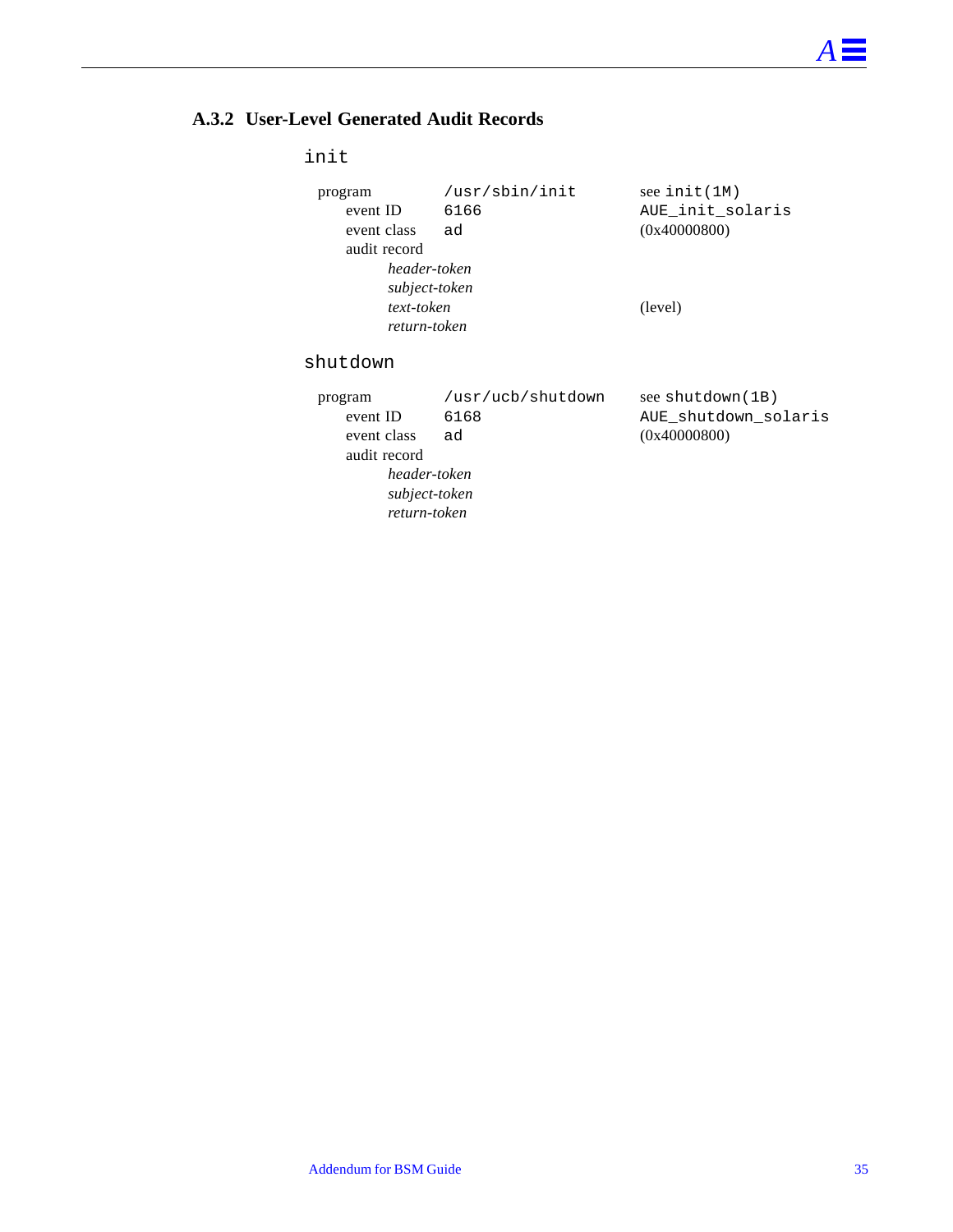### A.3.2 User-Level Generated Audit Records

`init`

| | | |
|---|---|---|
| program | `/usr/sbin/init` | see `init(1M)` |
| event ID | `6166` | `AUE_init_solaris` |
| event class | `ad` | (0x40000800) |
| audit record | | |
| *header-token* | | |
| *subject-token* | | |
| *text-token* | | (level) |
| *return-token* | | |

`shutdown`

| | | |
|---|---|---|
| program | `/usr/ucb/shutdown` | see `shutdown(1B)` |
| event ID | `6168` | `AUE_shutdown_solaris` |
| event class | `ad` | (0x40000800) |
| audit record | | |
| *header-token* | | |
| *subject-token* | | |
| *return-token* | | |